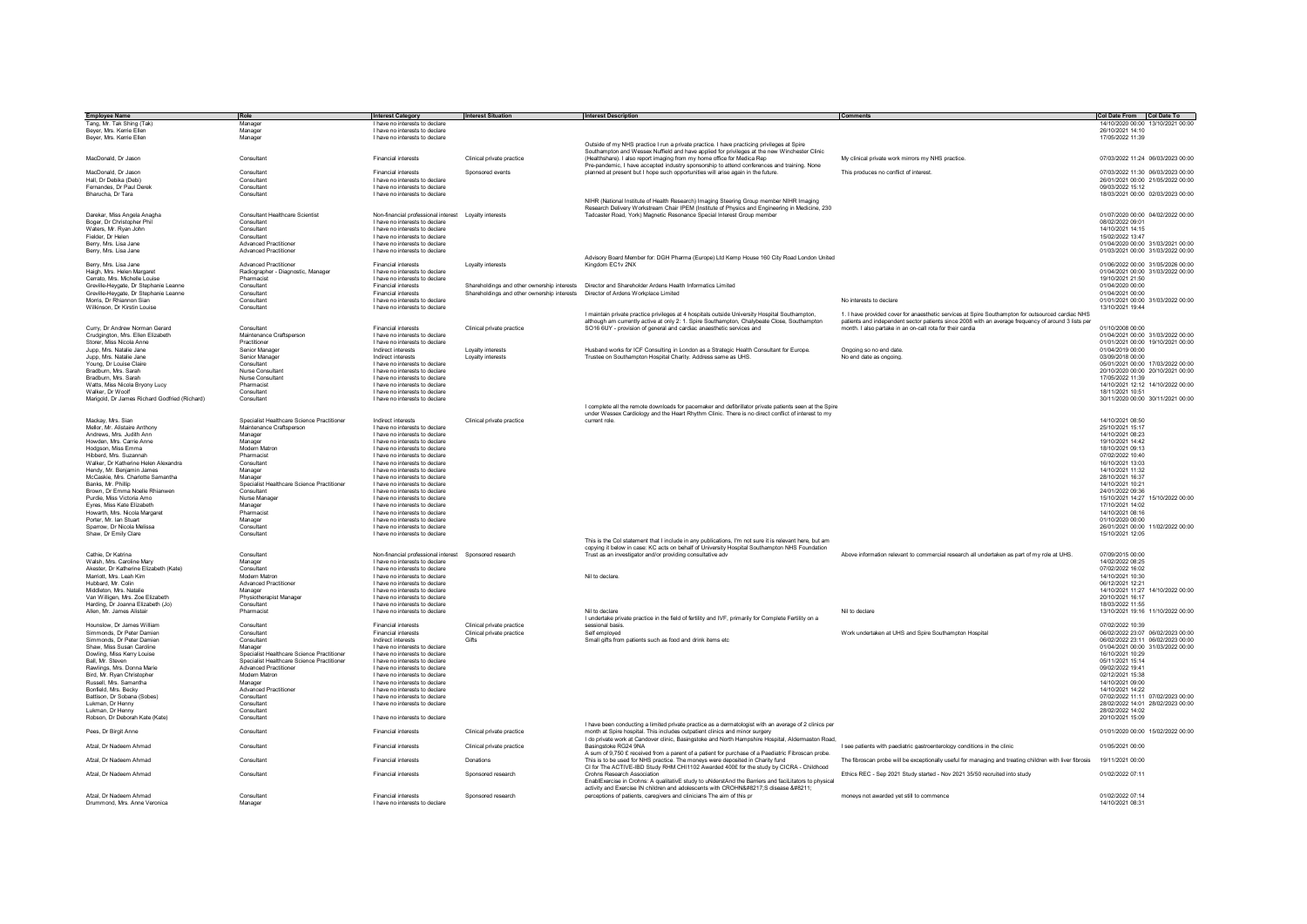| Employee Name | Role | Interest Category | Interest Situation | Interest Description | Comments | CoI Date From | CoI Date To |
|---|---|---|---|---|---|---|---|
| Tang, Mr. Tak Shing (Tak) | Manager | I have no interests to declare | | | | 14/10/2020 00:00 | 13/10/2021 00:00 |
| Beyer, Mrs. Kerrie Ellen | Manager | I have no interests to declare | | | | 26/10/2021 14:10 | |
| Beyer, Mrs. Kerrie Ellen | Manager | I have no interests to declare | | | | 17/05/2022 11:39 | |
| MacDonald, Dr Jason | Consultant | Financial interests | Clinical private practice | Outside of my NHS practice I run a private practice. I have practicing privileges at Spire Southampton and Wessex Nuffield and have applied for privileges at the new Winchester Clinic (Healthshare). I also report imaging from my home office for Medica Rep | My clinical private work mirrors my NHS practice. | 07/03/2022 11:24 | 06/03/2023 00:00 |
| MacDonald, Dr Jason | Consultant | Financial interests | Sponsored events | Pre-pandemic, I have accepted industry sponsorship to attend conferences and training. None planned at present but I hope such opportunities will arise again in the future. | This produces no conflict of interest. | 07/03/2022 11:30 | 06/03/2023 00:00 |
| Hall, Dr Debika (Debi) | Consultant | I have no interests to declare | | | | 26/01/2021 00:00 | 21/05/2022 00:00 |
| Fernandes, Dr Paul Derek | Consultant | I have no interests to declare | | | | 09/03/2022 15:12 | |
| Bharucha, Dr Tara | Consultant | I have no interests to declare | | | | 18/03/2021 00:00 | 02/03/2023 00:00 |
| Darekar, Miss Angela Anagha | Consultant Healthcare Scientist | Non-financial professional interest | Loyalty interests | NIHR (National Institute of Health Research) Imaging Steering Group member NIHR Imaging Research Delivery Workstream Chair IPEM (Institute of Physics and Engineering in Medicine, 230 Tadcaster Road, York) Magnetic Resonance Special Interest Group member | | 01/07/2020 00:00 | 04/02/2022 00:00 |
| Boger, Dr Christopher Phil | Consultant | I have no interests to declare | | | | 08/02/2022 09:01 | |
| Waters, Mr. Ryan John | Consultant | I have no interests to declare | | | | 14/10/2021 14:15 | |
| Fielder, Dr Helen | Consultant | I have no interests to declare | | | | 15/02/2022 13:47 | |
| Berry, Mrs. Lisa Jane | Advanced Practitioner | I have no interests to declare | | | | 01/04/2020 00:00 | 31/03/2021 00:00 |
| Berry, Mrs. Lisa Jane | Advanced Practitioner | I have no interests to declare | | | | 01/03/2021 00:00 | 31/03/2022 00:00 |
| Berry, Mrs. Lisa Jane | Advanced Practitioner | Financial interests | Loyalty interests | Advisory Board Member for: DGH Pharma (Europe) Ltd Kemp House 160 City Road London United Kingdom EC1v 2NX | | 01/06/2022 00:00 | 31/05/2026 00:00 |
| Haigh, Mrs. Helen Margaret | Radiographer - Diagnostic, Manager | I have no interests to declare | | | | 01/04/2021 00:00 | 31/03/2022 00:00 |
| Cerrato, Mrs. Michelle Louise | Pharmacist | I have no interests to declare | | | | 19/10/2021 21:50 | |
| Greville-Heygate, Dr Stephanie Leanne | Consultant | Financial interests | Shareholdings and other ownership interests | Director and Shareholder Ardens Health Informatics Limited | | 01/04/2020 00:00 | |
| Greville-Heygate, Dr Stephanie Leanne | Consultant | Financial interests | Shareholdings and other ownership interests | Director of Ardens Workplace Limited | | 01/04/2021 00:00 | |
| Morris, Dr Rhiannon Sian | Consultant | I have no interests to declare | | | No interests to declare | 01/01/2021 00:00 | 31/03/2022 00:00 |
| Wilkinson, Dr Kirstin Louise | Consultant | I have no interests to declare | | | | 13/10/2021 19:44 | |
| Curry, Dr Andrew Norman Gerard | Consultant | Financial interests | Clinical private practice | I maintain private practice privileges at 4 hospitals outside University Hospital Southampton, although am currently active at only 2: 1. Spire Southampton, Chalybeate Close, Southampton SO16 6UY - provision of general and cardiac anaesthetic services and | 1. I have provided cover for anaesthetic services at Spire Southampton for outsourced cardiac NHS patients and independent sector patients since 2008 with an average frequency of around 3 lists per month. I also partake in an on-call rota for their cardia | 01/10/2008 00:00 | |
| Crudgington, Mrs. Ellen Elizabeth | Maintenance Craftsperson | I have no interests to declare | | | | 01/04/2021 00:00 | 31/03/2022 00:00 |
| Stoner, Miss Nicola Anne | Practitioner | I have no interests to declare | | | | 01/01/2021 00:00 | 19/10/2021 00:00 |
| Jupp, Mrs. Natalie Jane | Senior Manager | Indirect interests | Loyalty interests | Husband works for ICF Consulting in London as a Strategic Health Consultant for Europe. | Ongoing so no end date. | 01/04/2019 00:00 | |
| Jupp, Mrs. Natalie Jane | Senior Manager | Indirect interests | Loyalty interests | Trustee on Southampton Hospital Charity. Address same as UHS. | No end date as ongoing. | 03/09/2018 00:00 | |
| Young, Dr Louise Claire | Consultant | I have no interests to declare | | | | 05/01/2021 00:00 | 17/03/2022 00:00 |
| Bradburn, Mrs. Sarah | Nurse Consultant | I have no interests to declare | | | | 20/10/2020 00:00 | 20/10/2021 00:00 |
| Bradburn, Mrs. Sarah | Nurse Consultant | I have no interests to declare | | | | 17/05/2022 11:39 | |
| Watts, Miss Nicola Bryony Lucy | Pharmacist | I have no interests to declare | | | | 14/10/2021 12:12 | 14/10/2022 00:00 |
| Walker, Dr Woolf | Consultant | I have no interests to declare | | | | 18/11/2021 10:51 | |
| Marigold, Dr James Richard Godfried (Richard) | Consultant | I have no interests to declare | | | | 30/11/2020 00:00 | 30/11/2021 00:00 |
| Mackay, Mrs. Sian | Specialist Healthcare Science Practitioner | Indirect interests | Clinical private practice | I complete all the remote downloads for pacemaker and defibrillator private patients seen at the Spire under Wessex Cardiology and the Heart Rhythm Clinic. There is no direct conflict of interest to my current role. | | 14/10/2021 08:50 | |
| Mellor, Mr. Alistaire Anthony | Maintenance Craftsperson | I have no interests to declare | | | | 25/10/2021 15:17 | |
| Andrews, Mrs. Judith Ann | Manager | I have no interests to declare | | | | 14/10/2021 08:23 | |
| Howden, Mrs. Carrie Anne | Manager | I have no interests to declare | | | | 19/10/2021 14:42 | |
| Hodgson, Miss Emma | Modern Matron | I have no interests to declare | | | | 18/10/2021 09:13 | |
| Hibberd, Mrs. Suzannah | Pharmacist | I have no interests to declare | | | | 07/02/2022 10:40 | |
| Walker, Dr Katherine Helen Alexandra | Consultant | I have no interests to declare | | | | 16/10/2021 13:03 | |
| Hendy, Mr. Benjamin James | Manager | I have no interests to declare | | | | 14/10/2021 11:32 | |
| McCaskie, Mrs. Charlotte Samantha | Manager | I have no interests to declare | | | | 28/10/2021 16:37 | |
| Banks, Mr. Phillip | Specialist Healthcare Science Practitioner | I have no interests to declare | | | | 14/10/2021 10:21 | |
| Brown, Dr Emma Noelle Rhianwen | Consultant | I have no interests to declare | | | | 24/01/2022 09:36 | |
| Purdie, Miss Victoria Amo | Nurse Manager | I have no interests to declare | | | | 15/10/2021 14:27 | 15/10/2022 00:00 |
| Eyres, Miss Kate Elizabeth | Manager | I have no interests to declare | | | | 17/10/2021 14:02 | |
| Howarth, Mrs. Nicola Margaret | Pharmacist | I have no interests to declare | | | | 14/10/2021 08:16 | |
| Porter, Mr. Ian Stuart | Manager | I have no interests to declare | | | | 01/10/2020 00:00 | |
| Sparrow, Dr Nicola Melissa | Consultant | I have no interests to declare | | | | 26/01/2021 00:00 | 11/02/2022 00:00 |
| Shaw, Dr Emily Clare | Consultant | I have no interests to declare | | | | 15/10/2021 12:05 | |
| Cathie, Dr Katrina | Consultant | Non-financial professional interest | Sponsored research | This is the CoI statement that I include in any publications, I'm not sure it is relevant here, but am copying it below in case: KC acts on behalf of University Hospital Southampton NHS Foundation Trust as an investigator and/or providing consultative adv | Above information relevant to commercial research all undertaken as part of my role at UHS. | 07/09/2015 00:00 | |
| Walsh, Mrs. Caroline Mary | Manager | I have no interests to declare | | | | 14/02/2022 08:25 | |
| Alexster, Dr Katherine Elizabeth (Kate) | Consultant | I have no interests to declare | | | | 07/02/2022 16:02 | |
| Marriott, Mrs. Leah Kim | Modern Matron | I have no interests to declare | | Nil to declare. | | 14/10/2021 10:30 | |
| Hubbard, Mr. Colin | Advanced Practitioner | I have no interests to declare | | | | 06/12/2021 12:21 | |
| Middleton, Mrs. Natalie | Manager | I have no interests to declare | | | | 14/10/2021 11:27 | 14/10/2022 00:00 |
| Van Willigen, Mrs. Zoe Elizabeth | Physiotherapist Manager | I have no interests to declare | | | | 20/10/2021 16:17 | |
| Harding, Dr Joanna Elizabeth (Jo) | Consultant | I have no interests to declare | | | | 18/03/2022 11:55 | |
| Allen, Mr. James Alistair | Pharmacist | I have no interests to declare | | Nil to declare | Nil to declare | 13/10/2021 19:16 | 11/10/2022 00:00 |
| Hounslow, Dr James William | Consultant | Financial interests | Clinical private practice | I undertake private practice in the field of fertility and IVF, primarily for Complete Fertility on a sessional basis. | | 07/02/2022 10:39 | |
| Simmonds, Dr Peter Damien | Consultant | Financial interests | Clinical private practice | Self employed | Work undertaken at UHS and Spire Southampton Hospital | 06/02/2022 23:07 | 06/02/2023 00:00 |
| Simmonds, Dr Peter Damien | Consultant | Indirect interests | Gifts | Small gifts from patients such as food and drink items etc | | 06/02/2022 23:11 | 06/02/2023 00:00 |
| Shaw, Miss Susan Caroline | Manager | I have no interests to declare | | | | 01/04/2021 00:00 | 31/03/2022 00:00 |
| Dowling, Miss Kerry Louise | Specialist Healthcare Science Practitioner | I have no interests to declare | | | | 16/10/2021 10:29 | |
| Ball, Mr. Steven | Specialist Healthcare Science Practitioner | I have no interests to declare | | | | 05/11/2021 15:14 | |
| Rawlings, Mrs. Donna Marie | Advanced Practitioner | I have no interests to declare | | | | 09/02/2022 19:41 | |
| Bird, Mr. Ryan Christopher | Modern Matron | I have no interests to declare | | | | 02/12/2021 15:38 | |
| Russell, Mrs. Samantha | Manager | I have no interests to declare | | | | 14/10/2021 09:00 | |
| Bonfield, Mrs. Becky | Advanced Practitioner | I have no interests to declare | | | | 14/10/2021 14:22 | |
| Battison, Dr Sobana (Sobes) | Consultant | I have no interests to declare | | | | 07/02/2022 11:11 | 07/02/2023 00:00 |
| Lukman, Dr Henny | Consultant | I have no interests to declare | | | | 28/02/2022 14:01 | 28/02/2023 00:00 |
| Lukman, Dr Henny | Consultant | | | | | 28/02/2022 14:02 | |
| Robson, Dr Deborah Kate (Kate) | Consultant | I have no interests to declare | | | | 20/10/2021 15:09 | |
| Pees, Dr Birgit Anne | Consultant | Financial interests | Clinical private practice | I have been conducting a limited private practice as a dermatologist with an average of 2 clinics per month at Spire hospital. This includes outpatient clinics and minor surgery | | 01/01/2020 00:00 | 15/02/2022 00:00 |
| Afzal, Dr Nadeem Ahmad | Consultant | Financial interests | Clinical private practice | I do private work at Candover clinic, Basingstoke and North Hampshire Hospital, Aldermaston Road, Basingstoke RG24 9NA | I see patients with paediatric gastroenterology conditions in the clinic | 01/05/2021 00:00 | |
| Afzal, Dr Nadeem Ahmad | Consultant | Financial interests | Donations | A sum of 9,750 £ received from a parent of a patient for purchase of a Paediatric Fibroscan probe. This is to be used for NHS practice. The moneys were deposited in Charity fund | The fibroscan probe will be exceptionally useful for managing and treating children with liver fibrosis | 19/11/2021 00:00 | |
| Afzal, Dr Nadeem Ahmad | Consultant | Financial interests | Sponsored research | CI for The ACTIVE-IBD Study RHM CHI1102 Awarded 400£ for the study by CICRA - Childhood Crohns Research Association | Ethics REC - Sep 2021 Study started - Nov 2021 35/50 recruited into study | 01/02/2022 07:11 | |
| Afzal, Dr Nadeem Ahmad | Consultant | Financial interests | Sponsored research | EnablExercise in Crohns: A qualitativE study to uNderstAnd the Barriers and faciLitators to physical activity and Exercise IN children and adolescents with CROHN&#8217;S disease &#8211; perceptions of patients, caregivers and clinicians The aim of this pr | moneys not awarded yet still to commence | 01/02/2022 07:14 | |
| Drummond, Mrs. Anne Veronica | Manager | I have no interests to declare | | | | 14/10/2021 08:31 | |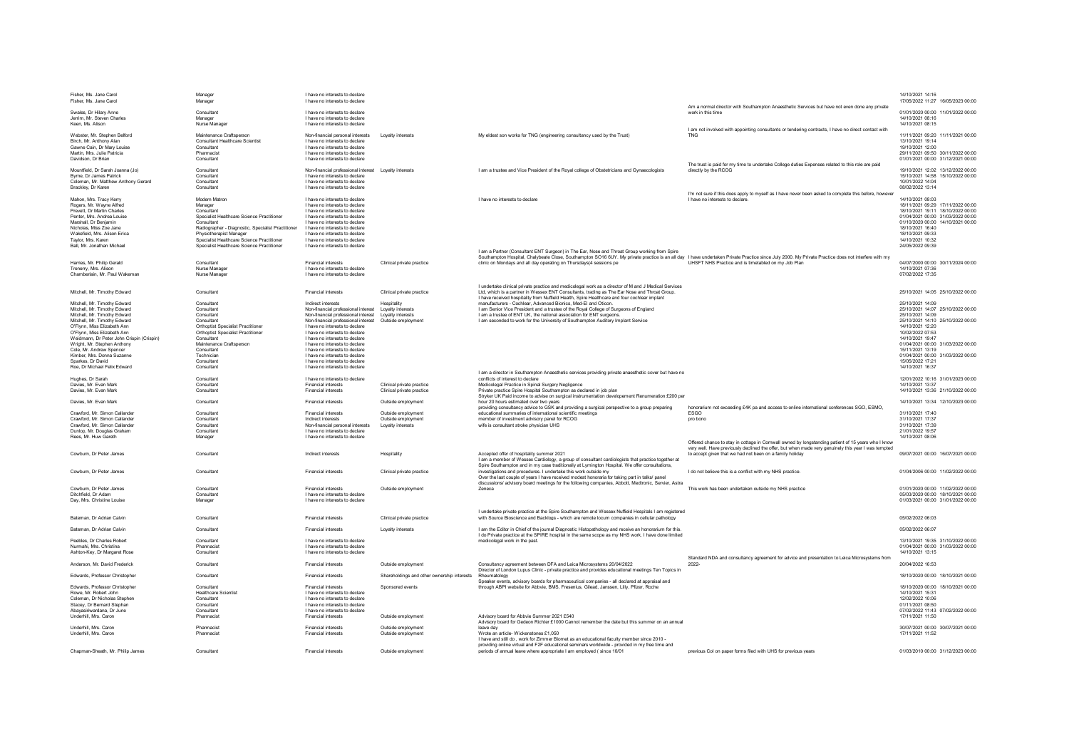| | | | | | | |
|---|---|---|---|---|---|---|
| Fisher, Ms. Jane Carol | Manager | I have no interests to declare | | | | 14/10/2021 14:16 |
| Fisher, Ms. Jane Carol | Manager | I have no interests to declare | | | | 17/05/2022 11:27 16/05/2023 00:00 |
| Swales, Dr Hilary Anne | Consultant | I have no interests to declare | | | Am a normal director with Southampton Anaesthetic Services but have not even done any private work in this time | 01/01/2020 00:00 11/01/2022 00:00 |
| Jerrim, Mr. Steven Charles | Manager | I have no interests to declare | | | | 14/10/2021 08:16 |
| Keen, Ms. Alison | Nurse Manager | I have no interests to declare | | | | 14/10/2021 08:15 |
| Webster, Mr. Stephen Belford | Maintenance Craftsperson | Non-financial personal interests | Loyalty interests | My eldest son works for TNG (engineering consultancy used by the Trust) | I am not involved with appointing consultants or tendering contracts, I have no direct contact with TNG | 11/11/2021 09:20 11/11/2021 00:00 |
| Birch, Mr. Anthony Alan | Consultant Healthcare Scientist | I have no interests to declare | | | | 13/10/2021 19:14 |
| Gawne Cain, Dr Mary Louise | Consultant | I have no interests to declare | | | | 19/10/2021 12:00 |
| Martin, Mrs. Julie Patricia | Pharmacist | I have no interests to declare | | | | 29/11/2021 09:50 30/11/2022 00:00 |
| Davidson, Dr Brian | Consultant | I have no interests to declare | | | | 01/01/2021 00:00 31/12/2021 00:00 |
| Mountfield, Dr Sarah Joanna (Jo) | Consultant | Non-financial professional interest | Loyalty interests | I am a trustee and Vice President of the Royal college of Obstetricians and Gynaecologists | The trust is paid for my time to undertake College duties Expenses related to this role are paid directly by the RCOG | 19/10/2021 12:02 13/12/2022 00:00 |
| Byrne, Dr James Patrick | Consultant | I have no interests to declare | | | | 15/10/2021 14:58 15/10/2022 00:00 |
| Coleman, Mr. Matthew Anthony Gerard | Consultant | I have no interests to declare | | | | 10/01/2022 14:04 |
| Brackley, Dr Karen | Consultant | I have no interests to declare | | | | 08/02/2022 13:14 |
| Mahon, Mrs. Tracy Kerry | Modern Matron | I have no interests to declare | | I have no interests to declare | I'm not sure if this does apply to myself as I have never been asked to complete this before, however I have no interests to declare. | 14/10/2021 08:03 |
| Rogers, Mr. Wayne Alfred | Manager | I have no interests to declare | | | | 18/11/2021 09:29 17/11/2022 00:00 |
| Prevett, Dr Martin Charles | Consultant | I have no interests to declare | | | | 18/10/2021 19:11 18/10/2022 00:00 |
| Penter, Mrs. Andrea Louise | Specialist Healthcare Science Practitioner | I have no interests to declare | | | | 01/04/2021 00:00 31/03/2022 00:00 |
| Marshall, Dr Benjamin | Consultant | I have no interests to declare | | | | 01/10/2020 00:00 14/10/2021 00:00 |
| Nicholas, Miss Zoe Jane | Radiographer - Diagnostic, Specialist Practitioner | I have no interests to declare | | | | 18/10/2021 16:40 |
| Wakefield, Mrs. Alison Erica | Physiotherapist Manager | I have no interests to declare | | | | 18/10/2021 09:33 |
| Taylor, Mrs. Karen | Specialist Healthcare Science Practitioner | I have no interests to declare | | | | 14/10/2021 10:32 |
| Ball, Mr. Jonathan Michael | Specialist Healthcare Science Practitioner | I have no interests to declare | | | | 24/05/2022 09:39 |
| Harries, Mr. Philip Gerald | Consultant | Financial interests | Clinical private practice | I am a Partner (Consultant ENT Surgeon) in The Ear, Nose and Throat Group working from Spire Southampton Hospital, Chalybeate Close, Southampton SO16 6UY. My private practice is an all day clinic on Mondays and all day operating on Thursdays(4 sessions pe | I have undertaken Private Practice since July 2000. My Private Practice does not interfere with my UHSFT NHS Practice and is timetabled on my Job Plan | 04/07/2000 00:00 30/11/2024 00:00 |
| Trenerry, Mrs. Alison | Nurse Manager | I have no interests to declare | | | | 14/10/2021 07:36 |
| Chamberlain, Mr. Paul Wakeman | Nurse Manager | I have no interests to declare | | | | 07/02/2022 17:35 |
| Mitchell, Mr. Timothy Edward | Consultant | Financial interests | Clinical private practice | I undertake clinical private practice and medicolegal work as a director of M and J Medical Services Ltd, which is a partner in Wessex ENT Consultants, trading as The Ear Nose and Throat Group. | | 25/10/2021 14:05 25/10/2022 00:00 |
| Mitchell, Mr. Timothy Edward | Consultant | Indirect interests | Hospitality | I have received hospitality from Nuffield Health, Spire Healthcare and four cochlear implant manufacturers - Cochlear, Advanced Bionics, Med-El and Oticon. | | 25/10/2021 14:09 |
| Mitchell, Mr. Timothy Edward | Consultant | Non-financial professional interest | Loyalty interests | I am Senior Vice President and a trustee of the Royal College of Surgeons of England | | 25/10/2021 14:07 25/10/2022 00:00 |
| Mitchell, Mr. Timothy Edward | Consultant | Non-financial professional interest | Loyalty interests | I am a trustee of ENT UK, the national association for ENT surgeons. | | 25/10/2021 14:09 |
| Mitchell, Mr. Timothy Edward | Consultant | Non-financial professional interest | Outside employment | I am seconded to work for the University of Southampton Auditory Implant Service | | 25/10/2021 14:10 25/10/2022 00:00 |
| O'Flynn, Miss Elizabeth Ann | Orthoptist Specialist Practitioner | I have no interests to declare | | | | 14/10/2021 12:20 |
| O'Flynn, Miss Elizabeth Ann | Orthoptist Specialist Practitioner | I have no interests to declare | | | | 10/02/2022 07:53 |
| Weidmann, Dr Peter John Crispin (Crispin) | Consultant | I have no interests to declare | | | | 14/10/2021 19:47 |
| Wright, Mr. Stephen Anthony | Maintenance Craftsperson | I have no interests to declare | | | | 01/04/2021 00:00 31/03/2022 00:00 |
| Cole, Mr. Andrew Spencer | Consultant | I have no interests to declare | | | | 15/11/2021 13:19 |
| Kimber, Mrs. Donna Suzanne | Technician | I have no interests to declare | | | | 01/04/2021 00:00 31/03/2022 00:00 |
| Sparkes, Dr David | Consultant | I have no interests to declare | | | | 15/05/2022 17:21 |
| Roe, Dr Michael Felix Edward | Consultant | I have no interests to declare | | | | 14/10/2021 16:37 |
| Hughes, Dr Sarah | Consultant | I have no interests to declare | | I am a director in Southampton Anaesthetic services providing private anaesthetic cover but have no conflicts of interest to declare | | 12/01/2022 10:16 31/01/2023 00:00 |
| Davies, Mr. Evan Mark | Consultant | Financial interests | Clinical private practice | Medicolegal Practice in Spinal Surgery Negligence | | 14/10/2021 13:37 |
| Davies, Mr. Evan Mark | Consultant | Financial interests | Clinical private practice | Private practice Spire Hospital Southampton as declared in job plan | | 14/10/2021 13:36 21/10/2022 00:00 |
| Davies, Mr. Evan Mark | Consultant | Financial interests | Outside employment | Stryker UK Paid income to advise on surgical instrumentation developement Renumeration £200 per hour 20 hours estimated over two years | | 14/10/2021 13:34 12/10/2023 00:00 |
| Crawford, Mr. Simon Callander | Consultant | Financial interests | Outside employment | providing consultancy advice to GSK and providing a surgical perspective to a group preparing educational summaries of international scientific meetings | honorarium not exceeding £4K pa and access to online international conferences SGO, ESMO, ESGO | 31/10/2021 17:40 |
| Crawford, Mr. Simon Callander | Consultant | Indirect interests | Outside employment | member of investment advisory panel for RCOG | pro bono | 31/10/2021 17:37 |
| Crawford, Mr. Simon Callander | Consultant | Non-financial personal interests | Loyalty interests | wife is consultant stroke physician UHS | | 31/10/2021 17:39 |
| Dunlop, Mr. Douglas Graham | Consultant | I have no interests to declare | | | | 21/01/2022 19:57 |
| Rees, Mr. Huw Gareth | Manager | I have no interests to declare | | | | 14/10/2021 08:06 |
| Cowburn, Dr Peter James | Consultant | Indirect interests | Hospitality | Accepted offer of hospitality summer 2021 | Offered chance to stay in cottage in Cornwall owned by longstanding patient of 15 years who I know very well. Have previously declined the offer, but when made very genuinely this year I was tempted to accept given that we had not been on a family holiday | 09/07/2021 00:00 16/07/2021 00:00 |
| Cowburn, Dr Peter James | Consultant | Financial interests | Clinical private practice | I am a member of Wessex Cardiology, a group of consultant cardiologists that practice together at Spire Southampton and in my case traditionally at Lymington Hospital. We offer consultations, investigations and procedures. I undertake this work outside my | I do not believe this is a conflict with my NHS practice. | 01/04/2006 00:00 11/02/2022 00:00 |
| Cowburn, Dr Peter James | Consultant | Financial interests | Outside employment | Over the last couple of years I have received modest honoraria for taking part in talks/ panel discussions/ advisory board meetings for the following companies, Abbott, Medtronic, Servier, Astra Zeneca | This work has been undertaken outside my NHS practice | 01/01/2020 00:00 11/02/2022 00:00 |
| Ditchfield, Dr Adam | Consultant | I have no interests to declare | | | | 05/03/2020 00:00 18/10/2021 00:00 |
| Day, Mrs. Christine Louise | Manager | I have no interests to declare | | | | 01/03/2021 00:00 31/01/2022 00:00 |
| Bateman, Dr Adrian Calvin | Consultant | Financial interests | Clinical private practice | I undertake private practice at the Spire Southampton and Wessex Nuffield Hospitals I am registered with Source Bioscience and Backlogs - which are remote locum companies in cellular pathology | | 05/02/2022 06:03 |
| Bateman, Dr Adrian Calvin | Consultant | Financial interests | Loyalty interests | I am the Editor in Chief of the journal Diagnostic Histopathology and receive an honorarium for this. | | 05/02/2022 06:07 |
| Peebles, Dr Charles Robert | Consultant | I have no interests to declare | | I do Private practice at the SPIRE hospital in the same scope as my NHS work. I have done limited medicolegal work in the past. | | 13/10/2021 19:35 31/10/2022 00:00 |
| Nurmahi, Mrs. Christina | Pharmacist | I have no interests to declare | | | | 01/04/2021 00:00 31/03/2022 00:00 |
| Ashton-Key, Dr Margaret Rose | Consultant | I have no interests to declare | | | | 14/10/2021 13:15 |
| Anderson, Mr. David Frederick | Consultant | Financial interests | Outside employment | Consultancy agreement between DFA and Leica Microsystems 20/04/2022 | Standard NDA and consultancy agreement for advice and presentation to Leica Microsystems from 2022- | 20/04/2022 16:53 |
| Edwards, Professor Christopher | Consultant | Financial interests | Shareholdings and other ownership interests | Director of London Lupus Clinic - private practice and provides educational meetings Ten Topics in Rheumatology | | 18/10/2020 00:00 18/10/2021 00:00 |
| Edwards, Professor Christopher | Consultant | Financial interests | Sponsored events | Speaker events, advisory boards for pharmaceutical companies - all declared at appraisal and through ABPI website for Abbvie, BMS, Fresenius, Gilead, Janssen, Lilly, Pfizer, Roche | | 18/10/2020 00:00 18/10/2021 00:00 |
| Rowe, Mr. Robert John | Healthcare Scientist | I have no interests to declare | | | | 14/10/2021 15:31 |
| Coleman, Dr Nicholas Stephen | Consultant | I have no interests to declare | | | | 12/02/2022 10:06 |
| Stacey, Dr Bernard Stephen | Consultant | I have no interests to declare | | | | 01/11/2021 08:50 |
| Abayasiriwardana, Dr June | Consultant | I have no interests to declare | | | | 07/02/2022 11:43 07/02/2022 00:00 |
| Underhill, Mrs. Caron | Pharmacist | Financial interests | Outside employment | Advisory board for Abbvie Summer 2021 £540 | | 17/11/2021 11:50 |
| Underhill, Mrs. Caron | Pharmacist | Financial interests | Outside employment | Advisory board for Gedeon Richter £1000 Cannot remember the date but this summer on an annual leave day | | 30/07/2021 00:00 30/07/2021 00:00 |
| Underhill, Mrs. Caron | Pharmacist | Financial interests | Outside employment | Wrote an article- Wickenstones £1,050 | | 17/11/2021 11:52 |
| Chapman-Sheath, Mr. Philip James | Consultant | Financial interests | Outside employment | I have and still do , work for Zimmer Biomet as an educational faculty member since 2010 - providing online virtual and F2F educational seminars worldwide - provided in my free time and periods of annual leave where appropriate I am employed ( since 10/01 | previous CoI on paper forms filed with UHS for previous years | 01/03/2010 00:00 31/12/2023 00:00 |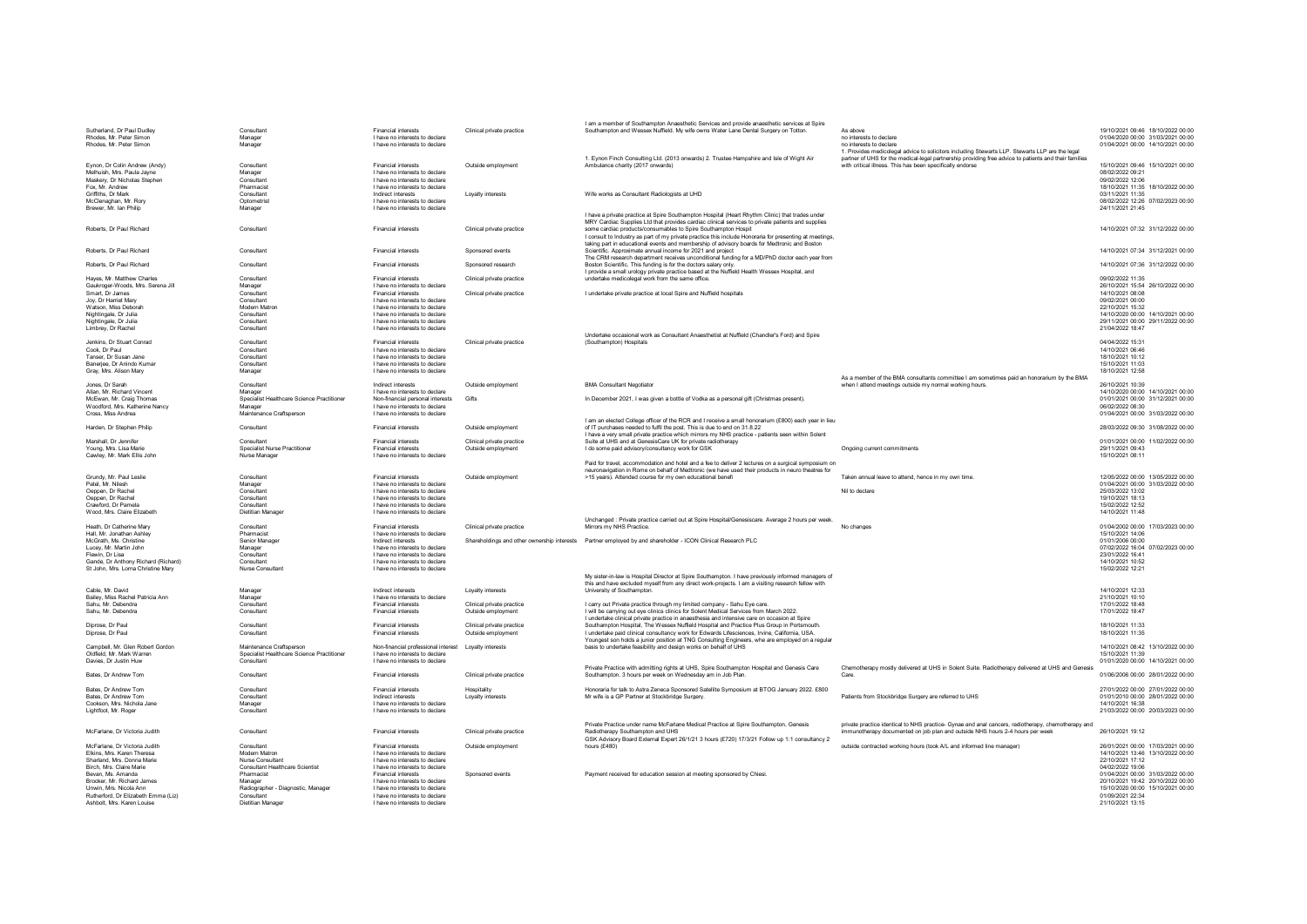| | | | | | | |
|---|---|---|---|---|---|---|
| Sutherland, Dr Paul Dudley | Consultant | Financial interests | Clinical private practice | I am a member of Southampton Anaesthetic Services and provide anaesthetic services at Spire Southampton and Wessex Nuffield. My wife owns Water Lane Dental Surgery on Totton. | As above | 19/10/2021 09:46 18/10/2022 00:00 |
| Rhodes, Mr. Peter Simon | Manager | I have no interests to declare | | | no interests to declare | 01/04/2020 00:00 31/03/2021 00:00 |
| Rhodes, Mr. Peter Simon | Manager | I have no interests to declare | | | no interests to declare | 01/04/2021 00:00 14/10/2021 00:00 |
| Eynon, Dr Colin Andrew (Andy) | Consultant | Financial interests | Outside employment | 1. Eynon Finch Consulting Ltd. (2013 onwards) 2. Trustee Hampshire and Isle of Wight Air Ambulance charity (2017 onwards) | 1. Provides medicolegal advice to solicitors including Stewarts LLP. Stewarts LLP are the legal partner of UHS for the medical-legal partnership providing free advice to patients and their families with critical illness. This has been specifically endorse | 15/10/2021 09:46 15/10/2021 00:00 |
| Melhuish, Mrs. Paula Jayne | Manager | I have no interests to declare | | | | 08/02/2022 09:21 |
| Maskery, Dr Nicholas Stephen | Consultant | I have no interests to declare | | | | 09/02/2022 12:06 |
| Fox, Mr. Andrew | Pharmacist | I have no interests to declare | | | | 18/10/2021 11:35 18/10/2022 00:00 |
| Griffiths, Dr Mark | Consultant | Indirect interests | Loyalty interests | Wife works as Consultant Radiologists at UHD | | 03/11/2021 11:35 |
| McClenaghan, Mr. Rory | Optometrist | I have no interests to declare | | | | 08/02/2022 12:26 07/02/2023 00:00 |
| Brewer, Mr. Ian Philip | Manager | I have no interests to declare | | | | 24/11/2021 21:45 |
| Roberts, Dr Paul Richard | Consultant | Financial interests | Clinical private practice | I have a private practice at Spire Southampton Hospital (Heart Rhythm Clinic) that trades under MRY Cardiac Supplies Ltd that provides cardiac clinical services to private patients and supplies some cardiac products/consumables to Spire Southampton Hospit | | 14/10/2021 07:32 31/12/2022 00:00 |
| Roberts, Dr Paul Richard | Consultant | Financial interests | Sponsored events | I consult to Industry as part of my private practice this include Honoraria for presenting at meetings, taking part in educational events and membership of advisory boards for Medtronic and Boston Scientific. Approximate annual income for 2021 and project | | 14/10/2021 07:34 31/12/2021 00:00 |
| Roberts, Dr Paul Richard | Consultant | Financial interests | Sponsored research | The CRM research department receives unconditional funding for a MD/PhD doctor each year from Boston Scientific. This funding is for the doctors salary only. | | 14/10/2021 07:36 31/12/2022 00:00 |
| Hayes, Mr. Matthew Charles | Consultant | Financial interests | Clinical private practice | I provide a small urology private practice based at the Nuffield Health Wessex Hospital, and undertake medicolegal work from the same office. | | 09/02/2022 11:35 |
| Gaukroger-Woods, Mrs. Serena Jill | Manager | I have no interests to declare | | | | 26/10/2021 15:54 26/10/2022 00:00 |
| Smart, Dr James | Consultant | Financial interests | Clinical private practice | I undertake private practice at local Spire and Nuffield hospitals | | 14/10/2021 08:08 |
| Joy, Dr Harriet Mary | Consultant | I have no interests to declare | | | | 09/02/2021 00:00 |
| Watson, Miss Deborah | Modern Matron | I have no interests to declare | | | | 22/10/2021 15:32 |
| Nightingale, Dr Julia | Consultant | I have no interests to declare | | | | 14/10/2020 00:00 14/10/2021 00:00 |
| Nightingale, Dr Julia | Consultant | I have no interests to declare | | | | 29/11/2021 00:00 29/11/2022 00:00 |
| Limbrey, Dr Rachel | Consultant | I have no interests to declare | | | | 21/04/2022 18:47 |
| Jenkins, Dr Stuart Conrad | Consultant | Financial interests | Clinical private practice | Undertake occasional work as Consultant Anaesthetist at Nuffield (Chandler's Ford) and Spire (Southampton) Hospitals | | 04/04/2022 15:31 |
| Cook, Dr Paul | Consultant | I have no interests to declare | | | | 14/10/2021 06:46 |
| Tanser, Dr Susan Jane | Consultant | I have no interests to declare | | | | 18/10/2021 10:12 |
| Banerjee, Dr Arindo Kumar | Consultant | I have no interests to declare | | | | 15/10/2021 11:03 |
| Gray, Mrs. Alison Mary | Manager | I have no interests to declare | | | | 18/10/2021 12:58 |
| Jones, Dr Sarah | Consultant | Indirect interests | Outside employment | BMA Consultant Negotiator | As a member of the BMA consultants committee I am sometimes paid an honorarium by the BMA when I attend meetings outside my normal working hours. | 26/10/2021 10:39 |
| Allan, Mr. Richard Vincent | Manager | I have no interests to declare | | | | 14/10/2020 00:00 14/10/2021 00:00 |
| McEwan, Mr. Craig Thomas | Specialist Healthcare Science Practitioner | Non-financial personal interests | Gifts | In December 2021, I was given a bottle of Vodka as a personal gift (Christmas present). | | 01/01/2021 00:00 31/12/2021 00:00 |
| Woodford, Mrs. Katherine Nancy | Manager | I have no interests to declare | | | | 06/02/2022 08:30 |
| Cross, Miss Andrea | Maintenance Craftsperson | I have no interests to declare | | | | 01/04/2021 00:00 31/03/2022 00:00 |
| Harden, Dr Stephen Philip | Consultant | Financial interests | Outside employment | I am an elected College officer of the RCR and I receive a small honorarium (£800) each year in lieu of IT purchases needed to fulfil the post. This is due to end on 31.8.22 | | 28/03/2022 09:30 31/08/2022 00:00 |
| Marshall, Dr Jennifer | Consultant | Financial interests | Clinical private practice | I have a very small private practice which mirrors my NHS practice - patients seen within Solent Suite at UHS and at GenesisCare UK for private radiotherapy | | 01/01/2021 00:00 11/02/2022 00:00 |
| Young, Mrs. Lisa Marie | Specialist Nurse Practitioner | Financial interests | Outside employment | I do some paid advisory/consultancy work for GSK | Ongoing current commitments | 29/11/2021 09:43 |
| Cawley, Mr. Mark Ellis John | Nurse Manager | I have no interests to declare | | | | 15/10/2021 08:11 |
| Grundy, Mr. Paul Leslie | Consultant | Financial interests | Outside employment | Paid for travel, accommodation and hotel and a fee to deliver 2 lectures on a surgical symposium on neuronavigation in Rome on behalf of Medtronic (we have used their products in neuro theatres for >15 years). Attended course for my own educational benefi | Taken annual leave to attend, hence in my own time. | 12/05/2022 00:00 13/05/2022 00:00 |
| Patel, Mr. Nilesh | Manager | I have no interests to declare | | | | 01/04/2021 00:00 31/03/2022 00:00 |
| Oeppen, Dr Rachel | Consultant | I have no interests to declare | | | Nil to declare | 25/03/2022 13:02 |
| Oeppen, Dr Rachel | Consultant | I have no interests to declare | | | | 19/10/2021 18:13 |
| Crawford, Dr Pamela | Consultant | I have no interests to declare | | | | 15/02/2022 12:52 |
| Wood, Mrs. Claire Elizabeth | Dietitian Manager | I have no interests to declare | | | | 14/10/2021 11:48 |
| Heath, Dr Catherine Mary | Consultant | Financial interests | Clinical private practice | Unchanged : Private practice carried out at Spire Hospital/Genesiscare. Average 2 hours per week. Mirrors my NHS Practice. | No changes | 01/04/2002 00:00 17/03/2023 00:00 |
| Hall, Mr. Jonathan Ashley | Pharmacist | I have no interests to declare | | | | 15/10/2021 14:06 |
| McGrath, Ms. Christine | Senior Manager | Indirect interests | Shareholdings and other ownership interests | Partner employed by and shareholder - ICON Clinical Research PLC | | 01/01/2006 00:00 |
| Lucey, Mr. Martin John | Manager | I have no interests to declare | | | | 07/02/2022 16:04 07/02/2023 00:00 |
| Flewin, Dr Lisa | Consultant | I have no interests to declare | | | | 23/01/2022 16:41 |
| Gande, Dr Anthony Richard (Richard) | Consultant | I have no interests to declare | | | | 14/10/2021 10:52 |
| St John, Mrs. Lorna Christine Mary | Nurse Consultant | I have no interests to declare | | | | 15/02/2022 12:21 |
| Cable, Mr. David | Manager | Indirect interests | Loyalty interests | My sister-in-law is Hospital Director at Spire Southampton. I have previously informed managers of this and have excluded myself from any direct work-projects. I am a visiting research fellow with University of Southampton. | | 14/10/2021 12:33 |
| Bailey, Miss Rachel Patricia Ann | Manager | I have no interests to declare | | | | 21/10/2021 10:10 |
| Sahu, Mr. Debendra | Consultant | Financial interests | Clinical private practice | I carry out Private practice through my limited company - Sahu Eye care. | | 17/01/2022 18:48 |
| Sahu, Mr. Debendra | Consultant | Financial interests | Outside employment | I will be carrying out eye clinics clinics for Solent Medical Services from March 2022. | | 17/01/2022 18:47 |
| Diprose, Dr Paul | Consultant | Financial interests | Clinical private practice | I undertake clinical private practice in anaesthesia and intensive care on occasion at Spire Southampton Hospital, The Wessex Nuffield Hospital and Practice Plus Group in Portsmouth. | | 18/10/2021 11:33 |
| Diprose, Dr Paul | Consultant | Financial interests | Outside employment | I undertake paid clinical consultancy work for Edwards Lifesciences, Irvine, California, USA. | | 18/10/2021 11:35 |
| Campbell, Mr. Glen Robert Gordon | Maintenance Craftsperson | Non-financial professional interest | Loyalty interests | Youngest son holds a junior position at TNG Consulting Engineers, who are employed on a regular basis to undertake feasibility and design works on behalf of UHS | | 14/10/2021 08:42 13/10/2022 00:00 |
| Oldfield, Mr. Mark Warren | Specialist Healthcare Science Practitioner | I have no interests to declare | | | | 15/10/2021 11:39 |
| Davies, Dr Justin Huw | Consultant | I have no interests to declare | | | | 01/01/2020 00:00 14/10/2021 00:00 |
| Bates, Dr Andrew Tom | Consultant | Financial interests | Clinical private practice | Private Practice with admitting rights at UHS, Spire Southampton Hospital and Genesis Care Southampton. 3 hours per week on Wednesday am in Job Plan. | Chemotherapy mostly delivered at UHS in Solent Suite. Radiotherapy delivered at UHS and Genesis Care. | 01/06/2006 00:00 28/01/2022 00:00 |
| Bates, Dr Andrew Tom | Consultant | Financial interests | Hospitality | Honoraria for talk to Astra Zeneca Sponsored Satellite Symposium at BTOG January 2022. £800 | | 27/01/2022 00:00 27/01/2022 00:00 |
| Bates, Dr Andrew Tom | Consultant | Indirect interests | Loyalty interests | Mr wife is a GP Partner at Stockbridge Surgery. | Patients from Stockbridge Surgery are referred to UHS | 01/01/2010 00:00 28/01/2022 00:00 |
| Cookson, Mrs. Nichola Jane | Manager | I have no interests to declare | | | | 14/10/2021 16:38 |
| Lightfoot, Mr. Roger | Consultant | I have no interests to declare | | | | 21/03/2022 00:00 20/03/2023 00:00 |
| McFarlane, Dr Victoria Judith | Consultant | Financial interests | Clinical private practice | Private Practice under name McFarlane Medical Practice at Spire Southampton, Genesis Radiotherapy Southampton and UHS | private practice identical to NHS practice- Gynae and anal cancers, radiotherapy, chemotherapy and immunotherapy documented on job plan and outside NHS hours 2-4 hours per week | 26/10/2021 19:12 |
| McFarlane, Dr Victoria Judith | Consultant | Financial interests | Outside employment | GSK Advisory Board External Expert 26/1/21 3 hours (£720) 17/3/21 Follow up 1:1 consultancy 2 hours (£480) | outside contracted working hours (took A/L and informed line manager) | 26/01/2021 00:00 17/03/2021 00:00 |
| Elkins, Mrs. Karen Theresa | Modern Matron | I have no interests to declare | | | | 14/10/2021 13:46 13/10/2022 00:00 |
| Sharland, Mrs. Donna Marie | Nurse Consultant | I have no interests to declare | | | | 22/10/2021 17:12 |
| Birch, Mrs. Claire Marie | Consultant Healthcare Scientist | I have no interests to declare | | | | 04/02/2022 19:06 |
| Bevan, Ms. Amanda | Pharmacist | Financial interests | Sponsored events | Payment received for education session at meeting sponsored by Chiesi. | | 01/04/2021 00:00 31/03/2022 00:00 |
| Brooker, Mr. Richard James | Manager | I have no interests to declare | | | | 20/10/2021 19:42 20/10/2022 00:00 |
| Unwin, Mrs. Nicola Ann | Radiographer - Diagnostic, Manager | I have no interests to declare | | | | 15/10/2020 00:00 15/10/2021 00:00 |
| Rutherford, Dr Elizabeth Emma (Liz) | Consultant | I have no interests to declare | | | | 01/09/2021 22:34 |
| Ashbolt, Mrs. Karen Louise | Dietitian Manager | I have no interests to declare | | | | 21/10/2021 13:15 |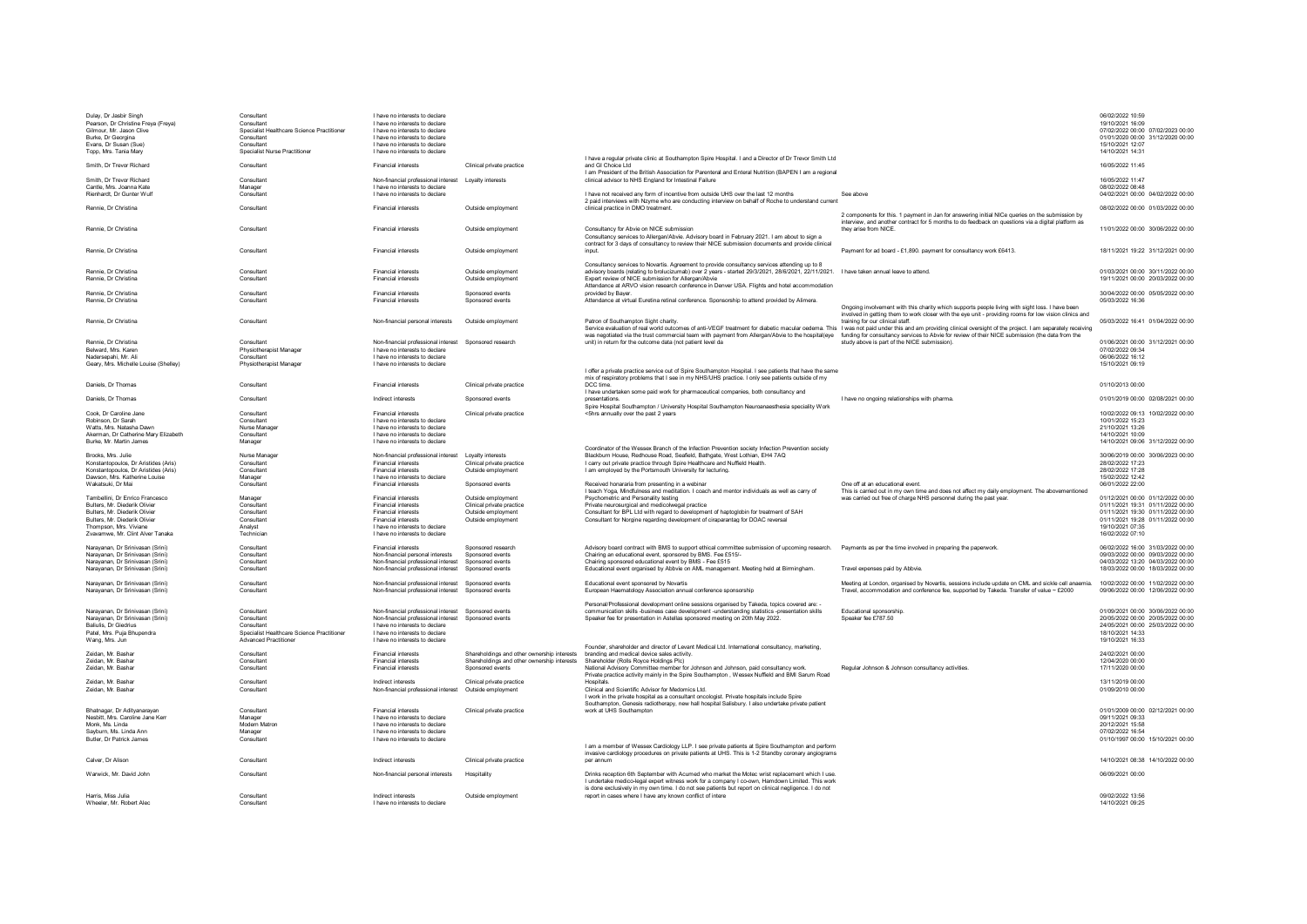| | | | | | | | |
|---|---|---|---|---|---|---|---|
| Dulay, Dr Jasbir Singh | Consultant | I have no interests to declare | | | | 06/02/2022 10:59 | |
| Pearson, Dr Christine Freya (Freya) | Consultant | I have no interests to declare | | | | 19/10/2021 16:09 | |
| Gilmour, Mr. Jason Clive | Specialist Healthcare Science Practitioner | I have no interests to declare | | | | 07/02/2022 00:00 | 07/02/2023 00:00 |
| Burke, Dr Georgina | Consultant | I have no interests to declare | | | | 01/01/2020 00:00 | 31/12/2020 00:00 |
| Evans, Dr Susan (Sue) | Consultant | I have no interests to declare | | | | 15/10/2021 12:07 | |
| Topp, Mrs. Tania Mary | Specialist Nurse Practitioner | I have no interests to declare | | | | 14/10/2021 14:31 | |
| Smith, Dr Trevor Richard | Consultant | Financial interests | Clinical private practice | I have a regular private clinic at Southampton Spire Hospital. I and a Director of Dr Trevor Smith Ltd and GI Choice Ltd | | 16/05/2022 11:45 | |
| Smith, Dr Trevor Richard | Consultant | Non-financial professional interest | Loyalty interests | I am President of the British Association for Parenteral and Enteral Nutrition (BAPEN I am a regional clinical advisor to NHS England for Intestinal Failure | | 16/05/2022 11:47 | |
| Cantle, Mrs. Joanna Kate | Manager | I have no interests to declare | | | | 08/02/2022 08:48 | |
| Rienhardt, Dr Gunter Wulf | Consultant | I have no interests to declare | | I have not received any form of incentive from outside UHS over the last 12 months | See above | 04/02/2021 00:00 | 04/02/2022 00:00 |
| Rennie, Dr Christina | Consultant | Financial interests | Outside employment | 2 paid interviews with Nzyme who are conducting interview on behalf of Roche to understand current clinical practice in DMO treatment. | | 08/02/2022 00:00 | 01/03/2022 00:00 |
| Rennie, Dr Christina | Consultant | Financial interests | Outside employment | Consultancy for Abvie on NICE submission | 2 components for this. 1 payment in Jan for answering initial NICe queries on the submission by interview, and another contract for 5 months to do feedback on questions via a digital platform as they arise from NICE. | 11/01/2022 00:00 | 30/06/2022 00:00 |
| Rennie, Dr Christina | Consultant | Financial interests | Outside employment | Consultancy services to Allergan/Abvie. Advisory board in February 2021. I am about to sign a contract for 3 days of consultancy to review their NICE submission documents and provide clinical input. | Payment for ad board - £1,890. payment for consultancy work £6413. | 18/11/2021 19:22 | 31/12/2021 00:00 |
| Rennie, Dr Christina | Consultant | Financial interests | Outside employment | Consultancy services to Novartis. Agreement to provide consultancy services attending up to 8 advisory boards (relating to brolucizumab) over 2 years - started 29/3/2021, 28/6/2021, 22/11/2021. | I have taken annual leave to attend. | 01/03/2021 00:00 | 30/11/2022 00:00 |
| Rennie, Dr Christina | Consultant | Financial interests | Outside employment | Expert review of NICE submission for Allergan/Abvie | | 19/11/2021 00:00 | 20/03/2022 00:00 |
| Rennie, Dr Christina | Consultant | Financial interests | Sponsored events | Attendance at ARVO vision research conference in Denver USA. Flights and hotel accommodation provided by Bayer. | | 30/04/2022 00:00 | 05/05/2022 00:00 |
| Rennie, Dr Christina | Consultant | Financial interests | Sponsored events | Attendance at virtual Euretina retinal conference. Sponsorship to attend provided by Alimera. | | 05/03/2022 16:36 | |
| Rennie, Dr Christina | Consultant | Non-financial personal interests | Outside employment | Patron of Southampton Sight charity. | Ongoing involvement with this charity which supports people living with sight loss. I have been involved in getting them to work closer with the eye unit - providing rooms for low vision clinics and training for our clinical staff. | 05/03/2022 16:41 | 01/04/2022 00:00 |
| Rennie, Dr Christina | Consultant | Non-financial professional interest | Sponsored research | Service evaluation of real world outcomes of anti-VEGF treatment for diabetic macular oedema. This was negotiated via the trust commercial team with payment from Allergan/Abvie to the hospital(eye unit) in return for the outcome data (not patient level da | I was not paid under this and am providing clinical oversight of the project. I am separately receiving funding for consultancy services to Abvie for review of their NICE submission (the data from the study above is part of the NICE submission). | 01/06/2021 00:00 | 31/12/2021 00:00 |
| Belward, Mrs. Karen | Physiotherapist Manager | I have no interests to declare | | | | 07/02/2022 09:34 | |
| Nadersepahi, Mr. Ali | Consultant | I have no interests to declare | | | | 06/06/2022 16:12 | |
| Geary, Mrs. Michelle Louise (Shelley) | Physiotherapist Manager | I have no interests to declare | | | | 15/10/2021 09:19 | |
| Daniels, Dr Thomas | Consultant | Financial interests | Clinical private practice | I offer a private practice service out of Spire Southampton Hospital. I see patients that have the same mix of respiratory problems that I see in my NHS/UHS practice. I only see patients outside of my DCC time. | | 01/10/2013 00:00 | |
| Daniels, Dr Thomas | Consultant | Indirect interests | Sponsored events | I have undertaken some paid work for pharmaceutical companies, both consultancy and presentations. | I have no ongoing relationships with pharma. | 01/01/2019 00:00 | 02/08/2021 00:00 |
| Cook, Dr Caroline Jane | Consultant | Financial interests | Clinical private practice | Spire Hospital Southampton / University Hospital Southampton Neuroanaesthesia speciality Work <5hrs annually over the past 2 years | | 10/02/2022 09:13 | 10/02/2022 00:00 |
| Robinson, Dr Sarah | Consultant | I have no interests to declare | | | | 10/01/2022 15:23 | |
| Watts, Mrs. Natasha Dawn | Nurse Manager | I have no interests to declare | | | | 21/10/2021 13:26 | |
| Akerman, Dr Catherine Mary Elizabeth | Consultant | I have no interests to declare | | | | 14/10/2021 10:09 | |
| Burke, Mr. Martin James | Manager | I have no interests to declare | | | | 14/10/2021 09:06 | 31/12/2022 00:00 |
| Brooks, Mrs. Julie | Nurse Manager | Non-financial professional interest | Loyalty interests | Coordinator of the Wessex Branch of the Infection Prevention society Infection Prevention society Blackburn House, Redhouse Road, Seafield, Bathgate, West Lothian, EH4 7AQ | | 30/06/2019 00:00 | 30/06/2023 00:00 |
| Konstantopoulos, Dr Aristides (Aris) | Consultant | Financial interests | Clinical private practice | I carry out private practice through Spire Healthcare and Nuffield Health. | | 28/02/2022 17:23 | |
| Konstantopoulos, Dr Aristides (Aris) | Consultant | Financial interests | Outside employment | I am employed by the Portsmouth University for lecturing. | | 28/02/2022 17:28 | |
| Dawson, Mrs. Katherine Louise | Manager | I have no interests to declare | | | | 15/02/2022 12:42 | |
| Wakatsuki, Dr Mai | Consultant | Financial interests | Sponsored events | Received honararia from presenting in a webinar | One off at an educational event. | 06/01/2022 22:00 | |
| Tambellini, Dr Enrico Francesco | Manager | Financial interests | Outside employment | I teach Yoga, Mindfulness and meditation. I coach and mentor individuals as well as carry of Psychometric and Personality testing | This is carried out in my own time and does not affect my daily employment. The abovementioned was carried out free of charge NHS personnel during the past year. | 01/12/2021 00:00 | 01/12/2022 00:00 |
| Bulters, Mr. Diederik Olivier | Consultant | Financial interests | Clinical private practice | Private neurosurgical and medicolwegal practice | | 01/11/2021 19:31 | 01/11/2022 00:00 |
| Bulters, Mr. Diederik Olivier | Consultant | Financial interests | Outside employment | Consultant for BPL Ltd with regard to development of haptoglobin for treatment of SAH | | 01/11/2021 19:30 | 01/11/2022 00:00 |
| Bulters, Mr. Diederik Olivier | Consultant | Financial interests | Outside employment | Consultant for Norgine regarding development of ciraparantag for DOAC reversal | | 01/11/2021 19:28 | 01/11/2022 00:00 |
| Thompson, Mrs. Viviane | Analyst | I have no interests to declare | | | | 19/10/2021 07:35 | |
| Zvavamwe, Mr. Clint Alver Tanaka | Technician | I have no interests to declare | | | | 16/02/2022 07:10 | |
| Narayanan, Dr Srinivasan (Srini) | Consultant | Financial interests | Sponsored research | Advisory board contract with BMS to support ethical committee submission of upcoming research. | Payments as per the time involved in preparing the paperwork. | 06/02/2022 16:00 | 31/03/2022 00:00 |
| Narayanan, Dr Srinivasan (Srini) | Consultant | Non-financial personal interests | Sponsored events | Chairing an educational event, sponsored by BMS. Fee £515/- | | 09/03/2022 00:00 | 09/03/2022 00:00 |
| Narayanan, Dr Srinivasan (Srini) | Consultant | Non-financial professional interest | Sponsored events | Chairing sponsored educational event by BMS - Fee £515 | | 04/03/2022 13:20 | 04/03/2022 00:00 |
| Narayanan, Dr Srinivasan (Srini) | Consultant | Non-financial professional interest | Sponsored events | Educational event organised by Abbvie on AML management. Meeting held at Birmingham. | Travel expenses paid by Abbvie. | 18/03/2022 00:00 | 18/03/2022 00:00 |
| Narayanan, Dr Srinivasan (Srini) | Consultant | Non-financial professional interest | Sponsored events | Educational event sponsored by Novartis | Meeting at London, organised by Novartis, sessions include update on CML and sickle cell anaemia. | 10/02/2022 00:00 | 11/02/2022 00:00 |
| Narayanan, Dr Srinivasan (Srini) | Consultant | Non-financial professional interest | Sponsored events | European Haematology Association annual conference sponsorship | Travel, accommodation and conference fee, supported by Takeda. Transfer of value ~ £2000 | 09/06/2022 00:00 | 12/06/2022 00:00 |
| Narayanan, Dr Srinivasan (Srini) | Consultant | Non-financial professional interest | Sponsored events | Personal/Professional development online sessions organised by Takeda, topics covered are: - communication skills -business case development -understanding statistics -presentation skills | Educational sponsorship. | 01/09/2021 00:00 | 30/06/2022 00:00 |
| Narayanan, Dr Srinivasan (Srini) | Consultant | Non-financial professional interest | Sponsored events | Speaker fee for presentation in Astellas sponsored meeting on 20th May 2022. | Speaker fee £787.50 | 20/05/2022 00:00 | 20/05/2022 00:00 |
| Baliulis, Dr Giedrius | Consultant | I have no interests to declare | | | | 24/05/2021 00:00 | 25/03/2022 00:00 |
| Patel, Mrs. Puja Bhupendra | Specialist Healthcare Science Practitioner | I have no interests to declare | | | | 18/10/2021 14:33 | |
| Wang, Mrs. Jun | Advanced Practitioner | I have no interests to declare | | | | 19/10/2021 16:33 | |
| Zeidan, Mr. Bashar | Consultant | Financial interests | Shareholdings and other ownership interests | Founder, shareholder and director of Levant Medical Ltd. International consultancy, marketing, branding and medical device sales activity. | | 24/02/2021 00:00 | |
| Zeidan, Mr. Bashar | Consultant | Financial interests | Shareholdings and other ownership interests | Shareholder (Rolls Royce Holdings Plc) | | 12/04/2020 00:00 | |
| Zeidan, Mr. Bashar | Consultant | Financial interests | Sponsored events | National Advisory Committee member for Johnson and Johnson, paid consultancy work. | Regular Johnson & Johnson consultancy activities. | 17/11/2020 00:00 | |
| Zeidan, Mr. Bashar | Consultant | Indirect interests | Clinical private practice | Private practice activity mainly in the Spire Southampton , Wessex Nuffield and BMI Sarum Road Hospitals. | | 13/11/2019 00:00 | |
| Zeidan, Mr. Bashar | Consultant | Non-financial professional interest | Outside employment | Clinical and Scientific Advisor for Medomics Ltd. | | 01/09/2010 00:00 | |
| Bhatnagar, Dr Adityanarayan | Consultant | Financial interests | Clinical private practice | I work in the private hospital as a consultant oncologist. Private hospitals include Spire Southampton, Genesis radiotherapy, new hall hospital Salisbury. I also undertake private patient work at UHS Southampton | | 01/01/2009 00:00 | 02/12/2021 00:00 |
| Nesbitt, Mrs. Caroline Jane Kerr | Manager | I have no interests to declare | | | | 09/11/2021 09:33 | |
| Monk, Ms. Linda | Modern Matron | I have no interests to declare | | | | 20/12/2021 15:58 | |
| Sayburn, Ms. Linda Ann | Manager | I have no interests to declare | | | | 07/02/2022 16:54 | |
| Butler, Dr Patrick James | Consultant | I have no interests to declare | | | | 01/10/1997 00:00 | 15/10/2021 00:00 |
| Calver, Dr Alison | Consultant | Indirect interests | Clinical private practice | I am a member of Wessex Cardiology LLP. I see private patients at Spire Southampton and perform invasive cardiology procedures on private patients at UHS. This is 1-2 Standby coronary angiograms per annum | | 14/10/2021 08:38 | 14/10/2022 00:00 |
| Warwick, Mr. David John | Consultant | Non-financial personal interests | Hospitality | Drinks reception 6th September with Acumed who market the Motec wrist replacement which I use. | | 06/09/2021 00:00 | |
| Harris, Miss Julia | Consultant | Indirect interests | Outside employment | I undertake medico-legal expert witness work for a company I co-own, Hamdown Limited. This work is done exclusively in my own time. I do not see patients but report on clinical negligence. I do not report in cases where I have any known conflict of intere | | 09/02/2022 13:56 | |
| Wheeler, Mr. Robert Alec | Consultant | I have no interests to declare | | | | 14/10/2021 09:25 | |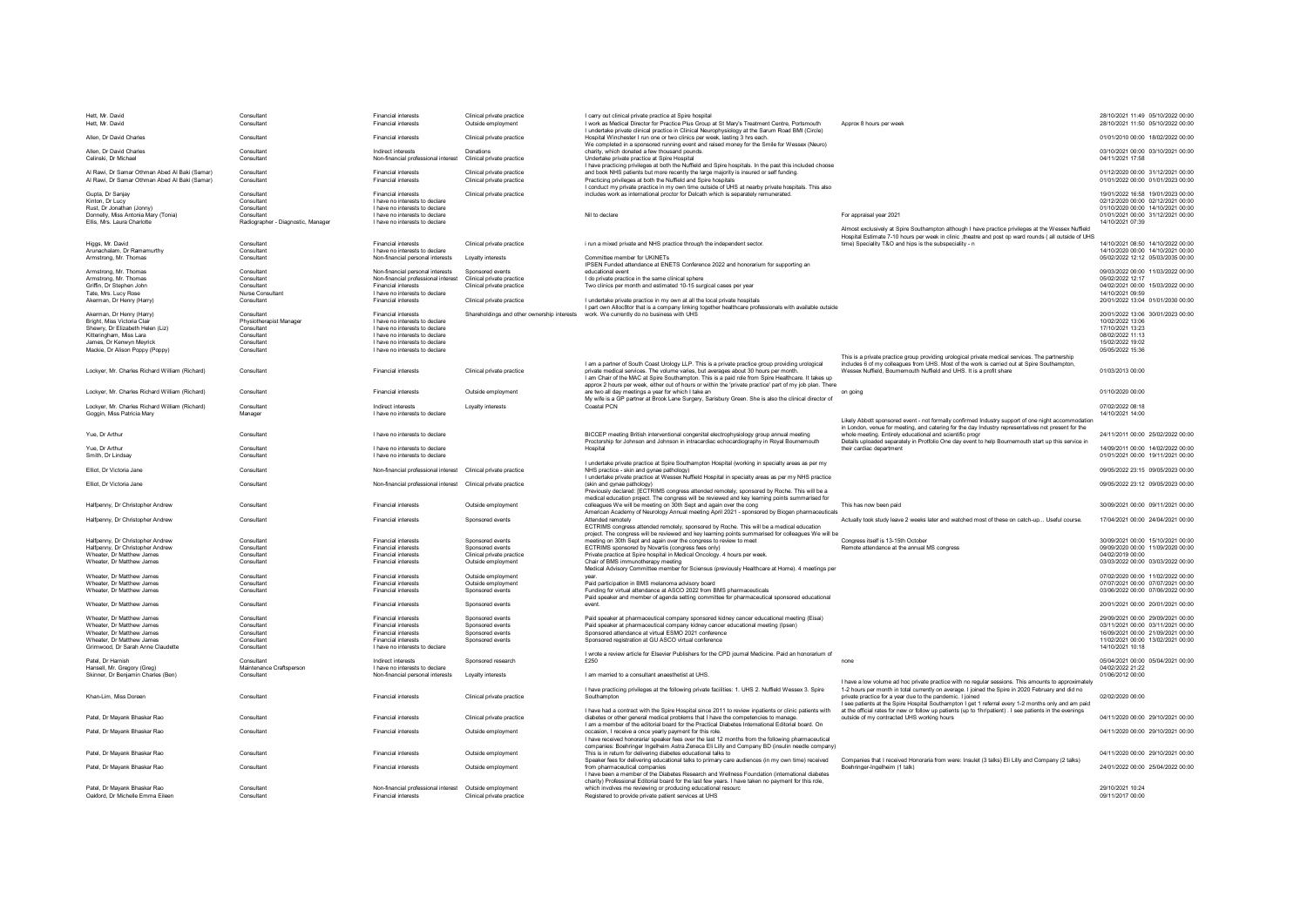| | | | | | | | |
|---|---|---|---|---|---|---|---|
| Hett, Mr. David | Consultant | Financial interests | Clinical private practice | I carry out clinical private practice at Spire hospital | | 28/10/2021 11:49 | 05/10/2022 00:00 |
| Hett, Mr. David | Consultant | Financial interests | Outside employment | I work as Medical Director for Practice Plus Group at St Mary's Treatment Centre, Portsmouth | Approx 8 hours per week | 28/10/2021 11:50 | 05/10/2022 00:00 |
| Allen, Dr David Charles | Consultant | Financial interests | Clinical private practice | I undertake private clinical practice in Clinical Neurophysiology at the Sarum Road BMI (Circle) Hospital Winchester I run one or two clinics per week, lasting 3 hrs each. | | 01/01/2010 00:00 | 18/02/2022 00:00 |
| Allen, Dr David Charles | Consultant | Indirect interests | Donations | We completed in a sponsored running event and raised money for the Smile for Wessex (Neuro) charity, which donated a few thousand pounds. | | 03/10/2021 00:00 | 03/10/2021 00:00 |
| Celinski, Dr Michael | Consultant | Non-financial professional interest | Clinical private practice | Undertake private practice at Spire Hospital | | 04/11/2021 17:58 | |
| Al Rawi, Dr Samar Othman Abed Al Baki (Samar) | Consultant | Financial interests | Clinical private practice | I have practicing privileges at both the Nuffield and Spire hospitals. In the past this included choose and book NHS patients but more recently the large majority is insured or self funding. | | 01/12/2020 00:00 | 31/12/2021 00:00 |
| Al Rawi, Dr Samar Othman Abed Al Baki (Samar) | Consultant | Financial interests | Clinical private practice | Practicing privileges at both the Nuffield and Spire hospitals | | 01/01/2022 00:00 | 01/01/2023 00:00 |
| Gupta, Dr Sanjay | Consultant | Financial interests | Clinical private practice | I conduct my private practice in my own time outside of UHS at nearby private hospitals. This also includes work as international proctor for Delcath which is separately remunerated. | | 19/01/2022 16:58 | 19/01/2023 00:00 |
| Kinton, Dr Lucy | Consultant | I have no interests to declare | | | | 02/12/2020 00:00 | 02/12/2021 00:00 |
| Rust, Dr Jonathan (Jonny) | Consultant | I have no interests to declare | | | | 01/10/2020 00:00 | 14/10/2021 00:00 |
| Donnelly, Miss Antonia Mary (Tonia) | Consultant | I have no interests to declare | | Nil to declare | For appraisal year 2021 | 01/01/2021 00:00 | 31/12/2021 00:00 |
| Ellis, Mrs. Laura Charlotte | Radiographer - Diagnostic, Manager | I have no interests to declare | | | | 14/10/2021 07:39 | |
| Higgs, Mr. David | Consultant | Financial interests | Clinical private practice | i run a mixed private and NHS practice through the independent sector. | Almost exclusively at Spire Southampton although I have practice privileges at the Wessex Nuffield Hospital Estimate 7-10 hours per week in clinic ,theatre and post op ward rounds ( all outside of UHS time) Speciality T&O and hips is the subspeciality - n | 14/10/2021 08:50 | 14/10/2022 00:00 |
| Arunachalam, Dr Ramamurthy | Consultant | I have no interests to declare | | | | 14/10/2020 00:00 | 14/10/2021 00:00 |
| Armstrong, Mr. Thomas | Consultant | Non-financial personal interests | Loyalty interests | Committee member for UKINETs | | 05/02/2022 12:12 | 05/03/2035 00:00 |
| Armstrong, Mr. Thomas | Consultant | Non-financial personal interests | Sponsored events | IPSEN Funded attendance at ENETS Conference 2022 and honorarium for supporting an educational event | | 09/03/2022 00:00 | 11/03/2022 00:00 |
| Armstrong, Mr. Thomas | Consultant | Non-financial professional interest | Clinical private practice | I do private practice in the same clinical sphere | | 05/02/2022 12:17 | |
| Griffin, Dr Stephen John | Consultant | Financial interests | Clinical private practice | Two clinics per month and estimated 10-15 surgical cases per year | | 04/02/2021 00:00 | 15/03/2022 00:00 |
| Tate, Mrs. Lucy Rose | Nurse Consultant | I have no interests to declare | | | | 14/10/2021 09:59 | |
| Akerman, Dr Henry (Harry) | Consultant | Financial interests | Clinical private practice | I undertake private practice in my own at all the local private hospitals | | 20/01/2022 13:04 | 01/01/2030 00:00 |
| Akerman, Dr Henry (Harry) | Consultant | Financial interests | Shareholdings and other ownership interests | I part own Alloc8tor that is a company linking together healthcare professionals with available outside work. We currently do no business with UHS | | 20/01/2022 13:06 | 30/01/2023 00:00 |
| Bright, Miss Victoria Clair | Physiotherapist Manager | I have no interests to declare | | | | 10/02/2022 13:06 | |
| Shewry, Dr Elizabeth Helen (Liz) | Consultant | I have no interests to declare | | | | 17/10/2021 13:23 | |
| Kitteringham, Miss Lara | Consultant | I have no interests to declare | | | | 08/02/2022 11:13 | |
| James, Dr Kenwyn Meyrick | Consultant | I have no interests to declare | | | | 15/02/2022 19:02 | |
| Mackie, Dr Alison Poppy (Poppy) | Consultant | I have no interests to declare | | | | 05/05/2022 15:36 | |
| Lockyer, Mr. Charles Richard William (Richard) | Consultant | Financial interests | Clinical private practice | I am a partner of South Coast Urology LLP. This is a private practice group providing urological private medical services. The volume varies, but averages about 30 hours per month. | This is a private practice group providing urological private medical services. The partnership includes 6 of my colleagues from UHS. Most of the work is carried out at Spire Southampton, Wessex Nuffield, Bournemouth Nuffield and UHS. It is a profit share | 01/03/2013 00:00 | |
| Lockyer, Mr. Charles Richard William (Richard) | Consultant | Financial interests | Outside employment | I am Chair of the MAC at Spire Southampton. This is a paid role from Spire Healthcare. It takes up approx 2 hours per week, either out of hours or within the 'private practice' part of my job plan. There are two all day meetings a year for which I take an | on going | 01/10/2020 00:00 | |
| Lockyer, Mr. Charles Richard William (Richard) | Consultant | Indirect interests | Loyalty interests | My wife is a GP partner at Brook Lane Surgery, Sarisbury Green. She is also the clinical director of Coastal PCN | | 07/02/2022 08:18 | |
| Goggin, Miss Patricia Mary | Manager | I have no interests to declare | | | | 14/10/2021 14:00 | |
| Yue, Dr Arthur | Consultant | I have no interests to declare | | BICCEP meeting British interventional congenital electrophysiology group annual meeting | Likely Abbott sponsored event - not formally confirmed Industry support of one night accommodation in London, venue for meeting, and catering for the day Industry representatives not present for the whole meeting. Entirely educational and scientific progr | 24/11/2011 00:00 | 25/02/2022 00:00 |
| Yue, Dr Arthur | Consultant | I have no interests to declare | | Proctorship for Johnson and Johnson in intracardiac echocardiography in Royal Bournemouth Hospital | Details uploaded separately in Protfolio One day event to help Bournemouth start up this service in their cardiac department | 14/09/2011 00:00 | 14/02/2022 00:00 |
| Smith, Dr Lindsay | Consultant | I have no interests to declare | | | | 01/01/2021 00:00 | 19/11/2021 00:00 |
| Elliot, Dr Victoria Jane | Consultant | Non-financial professional interest | Clinical private practice | I undertake private practice at Spire Southampton Hospital (working in specialty areas as per my NHS practice - skin and gynae pathology) | | 09/05/2022 23:15 | 09/05/2023 00:00 |
| Elliot, Dr Victoria Jane | Consultant | Non-financial professional interest | Clinical private practice | I undertake private practice at Wessex Nuffield Hospital in specialty areas as per my NHS practice (skin and gynae pathology) | | 09/05/2022 23:12 | 09/05/2023 00:00 |
| Halfpenny, Dr Christopher Andrew | Consultant | Financial interests | Outside employment | Previously declared: [ECTRIMS congress attended remotely, sponsored by Roche. This will be a medical education project. The congress will be reviewed and key learning points summarised for colleagues We will be meeting on 30th Sept and again over the cong | This has now been paid | 30/09/2021 00:00 | 09/11/2021 00:00 |
| Halfpenny, Dr Christopher Andrew | Consultant | Financial interests | Sponsored events | American Academy of Neurology Annual meeting April 2021 - sponsored by Biogen pharmaceuticals Attended remotely | Actually took study leave 2 weeks later and watched most of these on catch-up... Useful course. | 17/04/2021 00:00 | 24/04/2021 00:00 |
| Halfpenny, Dr Christopher Andrew | Consultant | Financial interests | Sponsored events | ECTRIMS congress attended remotely, sponsored by Roche. This will be a medical education project. The congress will be reviewed and key learning points summarised for colleagues We will be meeting on 30th Sept and again over the congress to review to meet | Congress itself is 13-15th October | 30/09/2021 00:00 | 15/10/2021 00:00 |
| Halfpenny, Dr Christopher Andrew | Consultant | Financial interests | Sponsored events | ECTRIMS sponsored by Novartis (congress fees only) | Remote attendance at the annual MS congress | 09/09/2020 00:00 | 11/09/2020 00:00 |
| Wheater, Dr Matthew James | Consultant | Financial interests | Clinical private practice | Private practice at Spire hospital in Medical Oncology. 4 hours per week. | | 04/02/2019 00:00 | |
| Wheater, Dr Matthew James | Consultant | Financial interests | Outside employment | Chair of BMS immunotherapy meeting | | 03/03/2022 00:00 | 03/03/2022 00:00 |
| Wheater, Dr Matthew James | Consultant | Financial interests | Outside employment | Medical Advisory Committee member for Sciensus (previously Healthcare at Home). 4 meetings per year. | | 07/02/2020 00:00 | 11/02/2022 00:00 |
| Wheater, Dr Matthew James | Consultant | Financial interests | Outside employment | Paid participation in BMS melanoma advisory board | | 07/07/2021 00:00 | 07/07/2021 00:00 |
| Wheater, Dr Matthew James | Consultant | Financial interests | Sponsored events | Funding for virtual attendance at ASCO 2022 from BMS pharmaceuticals | | 03/06/2022 00:00 | 07/06/2022 00:00 |
| Wheater, Dr Matthew James | Consultant | Financial interests | Sponsored events | Paid speaker and member of agenda setting committee for pharmaceutical sponsored educational event. | | 20/01/2021 00:00 | 20/01/2021 00:00 |
| Wheater, Dr Matthew James | Consultant | Financial interests | Sponsored events | Paid speaker at pharmaceutical company sponsored kidney cancer educational meeting (Eisai) | | 29/09/2021 00:00 | 29/09/2021 00:00 |
| Wheater, Dr Matthew James | Consultant | Financial interests | Sponsored events | Paid speaker at pharmaceutical company kidney cancer educational meeting (Ipsen) | | 03/11/2021 00:00 | 03/11/2021 00:00 |
| Wheater, Dr Matthew James | Consultant | Financial interests | Sponsored events | Sponsored attendance at virtual ESMO 2021 conference | | 16/09/2021 00:00 | 21/09/2021 00:00 |
| Wheater, Dr Matthew James | Consultant | Financial interests | Sponsored events | Sponsored registration at GU ASCO virtual conference | | 11/02/2021 00:00 | 13/02/2021 00:00 |
| Grimwood, Dr Sarah Anne Claudette | Consultant | I have no interests to declare | | | | 14/10/2021 10:18 | |
| Patel, Dr Hamish | Consultant | Indirect interests | Sponsored research | I wrote a review article for Elsevier Publishers for the CPD journal Medicine. Paid an honorarium of £250 | none | 05/04/2021 00:00 | 05/04/2021 00:00 |
| Hansell, Mr. Gregory (Greg) | Maintenance Craftsperson | I have no interests to declare | | | | 04/02/2022 21:22 | |
| Skinner, Dr Benjamin Charles (Ben) | Consultant | Non-financial personal interests | Loyalty interests | I am married to a consultant anaesthetist at UHS. | | 01/06/2012 00:00 | |
| Khan-Lim, Miss Doreen | Consultant | Financial interests | Clinical private practice | I have practicing privileges at the following private facilities: 1. UHS 2. Nuffield Wessex 3. Spire Southampton | I have a low volume ad hoc private practice with no regular sessions. This amounts to approximately 1-2 hours per month in total currently on average. I joined the Spire in 2020 February and did no private practice for a year due to the pandemic. I joined | 02/02/2020 00:00 | |
| Patel, Dr Mayank Bhaskar Rao | Consultant | Financial interests | Clinical private practice | I have had a contract with the Spire Hospital since 2011 to review inpatients or clinic patients with diabetes or other general medical problems that I have the competencies to manage. | I see patients at the Spire Hospital Southampton I get 1 referral every 1-2 months only and am paid at the official rates for new or follow up patients (up to 1hr/patient) . I see patients in the evenings outside of my contracted UHS working hours | 04/11/2020 00:00 | 29/10/2021 00:00 |
| Patel, Dr Mayank Bhaskar Rao | Consultant | Financial interests | Outside employment | I am a member of the editorial board for the Practical Diabetes International Editorial board. On occasion, I receive a once yearly payment for this role. | | 04/11/2020 00:00 | 29/10/2021 00:00 |
| Patel, Dr Mayank Bhaskar Rao | Consultant | Financial interests | Outside employment | I have received honoraria/ speaker fees over the last 12 months from the following pharmaceutical companies: Boehringer Ingelheim Astra Zeneca Eli Lilly and Company BD (insulin needle company) This is in return for delivering diabetes educational talks to | | 04/11/2020 00:00 | 29/10/2021 00:00 |
| Patel, Dr Mayank Bhaskar Rao | Consultant | Financial interests | Outside employment | Speaker fees for delivering educational talks to primary care audiences (in my own time) received from pharmaceutical companies | Companies that I received Honoraria from were: Insulet (3 talks) Eli Lilly and Company (2 talks) Boehringer-Ingelheim (1 talk) | 24/01/2022 00:00 | 25/04/2022 00:00 |
| Patel, Dr Mayank Bhaskar Rao | Consultant | Non-financial professional interest | Outside employment | I have been a member of the Diabetes Research and Wellness Foundation (international diabetes charity) Professional Editorial board for the last few years. I have taken no payment for this role, which involves me reviewing or producing educational resourc | | 29/10/2021 10:24 | |
| Oakford, Dr Michelle Emma Eileen | Consultant | Financial interests | Clinical private practice | Registered to provide private patient services at UHS | | 09/11/2017 00:00 | |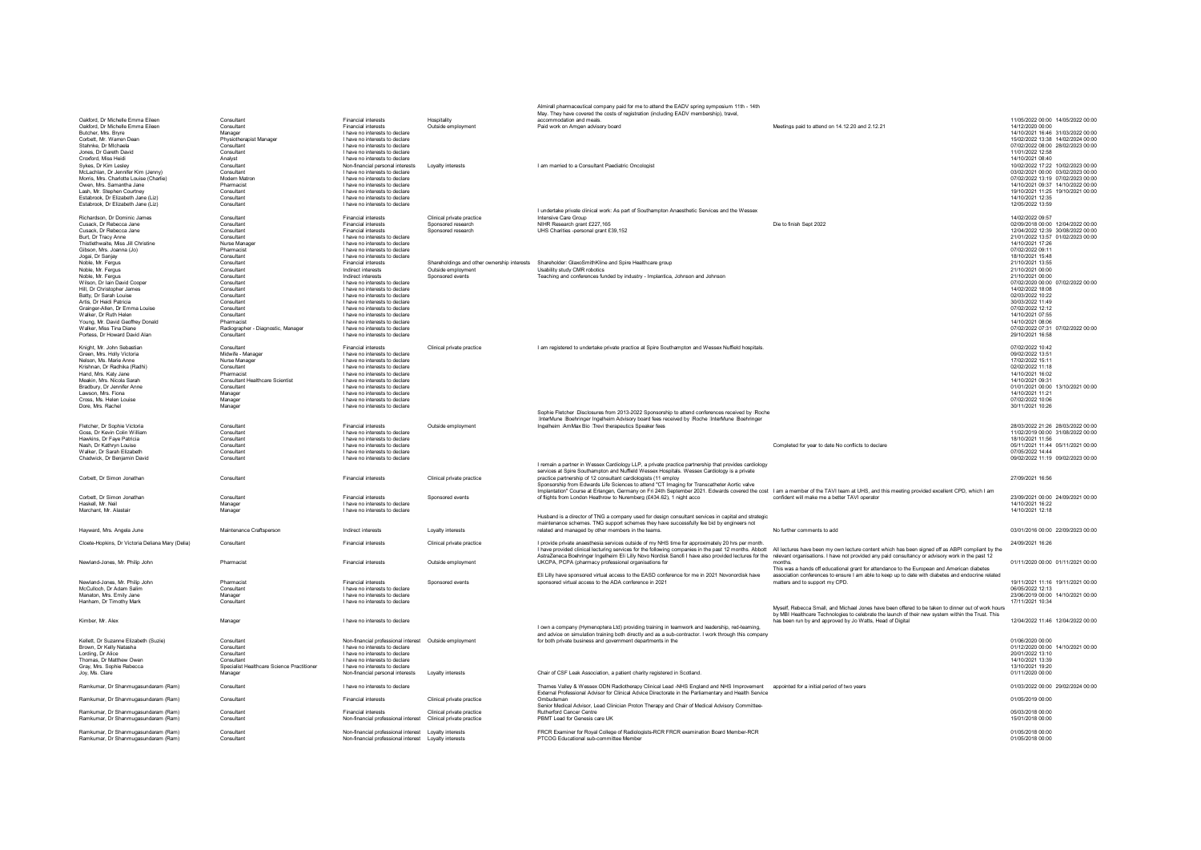| | | | | | | | |
|---|---|---|---|---|---|---|---|
| Oakford, Dr Michelle Emma Eileen | Consultant | Financial interests | Hospitality | Almirall pharmaceutical company paid for me to attend the EADV spring symposium 11th - 14th May. They have covered the costs of registration (including EADV membership), travel, accommodation and meals. | | 11/05/2022 00:00 | 14/05/2022 00:00 |
| Oakford, Dr Michelle Emma Eileen | Consultant | Financial interests | Outside employment | Paid work on Amgen advisory board | Meetings paid to attend on 14.12.20 and 2.12.21 | 14/12/2020 00:00 | |
| Butcher, Mrs. Bryre | Manager | I have no interests to declare | | | | 14/10/2021 16:46 | 31/03/2022 00:00 |
| Corbett, Mr. Warren Dean | Physiotherapist Manager | I have no interests to declare | | | | 15/02/2022 13:38 | 14/02/2024 00:00 |
| Stahnke, Dr Michaela | Consultant | I have no interests to declare | | | | 07/02/2022 08:00 | 28/02/2023 00:00 |
| Jones, Dr Gareth David | Consultant | I have no interests to declare | | | | 11/01/2022 12:58 | |
| Croxford, Miss Heidi | Analyst | I have no interests to declare | | | | 14/10/2021 08:40 | |
| Sykes, Dr Kim Lesley | Consultant | Non-financial personal interests | Loyalty interests | I am married to a Consultant Paediatric Oncologist | | 10/02/2022 17:22 | 10/02/2023 00:00 |
| McLachlan, Dr Jennifer Kim (Jenny) | Consultant | I have no interests to declare | | | | 03/02/2021 00:00 | 03/02/2023 00:00 |
| Morris, Mrs. Charlotte Louise (Charlie) | Modern Matron | I have no interests to declare | | | | 07/02/2022 13:19 | 07/02/2023 00:00 |
| Owen, Mrs. Samantha Jane | Pharmacist | I have no interests to declare | | | | 14/10/2021 09:37 | 14/10/2022 00:00 |
| Lash, Mr. Stephen Courtney | Consultant | I have no interests to declare | | | | 19/10/2021 11:25 | 19/10/2021 00:00 |
| Estabrook, Dr Elizabeth Jane (Liz) | Consultant | I have no interests to declare | | | | 14/10/2021 12:35 | |
| Estabrook, Dr Elizabeth Jane (Liz) | Consultant | I have no interests to declare | | | | 12/05/2022 13:59 | |
| Richardson, Dr Dominic James | Consultant | Financial interests | Clinical private practice | I undertake private clinical work: As part of Southampton Anaesthetic Services and the Wessex Intensive Care Group | | 14/02/2022 09:57 | |
| Cusack, Dr Rebecca Jane | Consultant | Financial interests | Sponsored research | NIHR Research grant £227,165 | Die to finish Sept 2022 | 02/09/2018 00:00 | 12/04/2022 00:00 |
| Cusack, Dr Rebecca Jane | Consultant | Financial interests | Sponsored research | UHS Charities -personal grant £39,152 | | 12/04/2022 12:39 | 30/08/2022 00:00 |
| Burt, Dr Tracy Anne | Consultant | I have no interests to declare | | | | 21/01/2022 13:57 | 01/02/2023 00:00 |
| Thistlethwaite, Miss Jill Christine | Nurse Manager | I have no interests to declare | | | | 14/10/2021 17:26 | |
| Gibson, Mrs. Joanna (Jo) | Pharmacist | I have no interests to declare | | | | 07/02/2022 09:11 | |
| Jogai, Dr Sanjay | Consultant | I have no interests to declare | | | | 18/10/2021 15:48 | |
| Noble, Mr. Fergus | Consultant | Financial interests | Shareholdings and other ownership interests | Shareholder: GlaxoSmithKline and Spire Healthcare group | | 21/10/2021 13:55 | |
| Noble, Mr. Fergus | Consultant | Indirect interests | Outside employment | Usability study CMR robotics | | 21/10/2021 00:00 | |
| Noble, Mr. Fergus | Consultant | Indirect interests | Sponsored events | Teaching and conferences funded by industry - Implantica, Johnson and Johnson | | 21/10/2021 00:00 | |
| Wilson, Dr Iain David Cooper | Consultant | I have no interests to declare | | | | 07/02/2020 00:00 | 07/02/2022 00:00 |
| Hill, Dr Christopher James | Consultant | I have no interests to declare | | | | 14/02/2022 18:08 | |
| Batty, Dr Sarah Louise | Consultant | I have no interests to declare | | | | 02/03/2022 10:22 | |
| Artis, Dr Heidi Patricia | Consultant | I have no interests to declare | | | | 30/03/2022 11:49 | |
| Grainger-Allen, Dr Emma Louise | Consultant | I have no interests to declare | | | | 07/02/2022 12:12 | |
| Walker, Dr Ruth Helen | Consultant | I have no interests to declare | | | | 14/10/2021 07:55 | |
| Young, Mr. David Geoffrey Donald | Pharmacist | I have no interests to declare | | | | 14/10/2021 08:06 | |
| Walker, Miss Tina Diane | Radiographer - Diagnostic, Manager | I have no interests to declare | | | | 07/02/2022 07:31 | 07/02/2022 00:00 |
| Portess, Dr Howard David Alan | Consultant | I have no interests to declare | | | | 29/10/2021 16:58 | |
| Knight, Mr. John Sebastian | Consultant | Financial interests | Clinical private practice | I am registered to undertake private practice at Spire Southampton and Wessex Nuffield hospitals. | | 07/02/2022 10:42 | |
| Green, Mrs. Holly Victoria | Midwife - Manager | I have no interests to declare | | | | 09/02/2022 13:51 | |
| Nelson, Ms. Marie Anne | Nurse Manager | I have no interests to declare | | | | 17/02/2022 15:11 | |
| Krishnan, Dr Radhika (Radhi) | Consultant | I have no interests to declare | | | | 02/02/2022 11:18 | |
| Hand, Mrs. Katy Jane | Pharmacist | I have no interests to declare | | | | 14/10/2021 16:02 | |
| Meakin, Mrs. Nicola Sarah | Consultant Healthcare Scientist | I have no interests to declare | | | | 14/10/2021 09:31 | |
| Bradbury, Dr Jennifer Anne | Consultant | I have no interests to declare | | | | 01/01/2021 00:00 | 13/10/2021 00:00 |
| Lawson, Mrs. Fiona | Manager | I have no interests to declare | | | | 14/10/2021 11:21 | |
| Cross, Ms. Helen Louise | Manager | I have no interests to declare | | | | 07/02/2022 10:06 | |
| Dore, Mrs. Rachel | Manager | I have no interests to declare | | | | 30/11/2021 10:26 | |
| Fletcher, Dr Sophie Victoria | Consultant | Financial interests | Outside employment | Sophie Fletcher :Disclosures from 2013-2022 Sponsorship to attend conferences received by :Roche :InterMune :Boehringer Ingelheim Advisory board fees received by :Roche :InterMune :Boehringer Ingelheim :AmMax Bio :Trevi therapeutics Speaker fees | | 28/03/2022 21:26 | 28/03/2022 00:00 |
| Goss, Dr Kevin Colin William | Consultant | I have no interests to declare | | | | 11/02/2019 00:00 | 31/08/2022 00:00 |
| Hawkins, Dr Faye Patricia | Consultant | I have no interests to declare | | | | 18/10/2021 11:56 | |
| Nash, Dr Kathryn Louise | Consultant | I have no interests to declare | | | Completed for year to date No conflicts to declare | 05/11/2021 11:44 | 05/11/2021 00:00 |
| Walker, Dr Sarah Elizabeth | Consultant | I have no interests to declare | | | | 07/05/2022 14:44 | |
| Chadwick, Dr Benjamin David | Consultant | I have no interests to declare | | | | 09/02/2022 11:19 | 09/02/2023 00:00 |
| Corbett, Dr Simon Jonathan | Consultant | Financial interests | Clinical private practice | I remain a partner in Wessex Cardiology LLP, a private practice partnership that provides cardiology services at Spire Southampton and Nuffield Wessex Hospitals. Wessex Cardiology is a private practice partnership of 12 consultant cardiologists (11 employ | | 27/09/2021 16:56 | |
| Corbett, Dr Simon Jonathan | Consultant | Financial interests | Sponsored events | Sponsorship from Edwards Life Sciences to attend "CT Imaging for Transcatheter Aortic valve Implantation" Course at Erlangen, Germany on Fri 24th September 2021. Edwards covered the cost of flights from London Heathrow to Nuremberg (£434.62), 1 night acco | I am a member of the TAVI team at UHS, and this meeting provided excellent CPD, which I am confident will make me a better TAVI operator | 23/09/2021 00:00 | 24/09/2021 00:00 |
| Haskell, Mr. Neil | Manager | I have no interests to declare | | | | 14/10/2021 16:22 | |
| Marchant, Mr. Alastair | Manager | I have no interests to declare | | | | 14/10/2021 12:18 | |
| Hayward, Mrs. Angela June | Maintenance Craftsperson | Indirect interests | Loyalty interests | Husband is a director of TNG a company used for design consultant services in capital and strategic maintenance schemes. TNG support schemes they have successfully fee bid by engineers not related and managed by other members in the teams. | No further comments to add | 03/01/2016 00:00 | 22/09/2023 00:00 |
| Cloete-Hopkins, Dr Victoria Deliana Mary (Delia) | Consultant | Financial interests | Clinical private practice | I provide private anaesthesia services outside of my NHS time for approximately 20 hrs per month. | | 24/09/2021 16:26 | |
| Newland-Jones, Mr. Philip John | Pharmacist | Financial interests | Outside employment | I have provided clinical lecturing services for the following companies in the past 12 months. Abbott AstraZeneca Boehringer Ingelheim Eli Lilly Novo Nordisk Sanofi I have also provided lectures for the UKCPA, PCPA (pharmacy professional organisations for | All lectures have been my own lecture content which has been signed off as ABPI compliant by the relevant organisations. I have not provided any paid consultancy or advisory work in the past 12 months. | 01/11/2020 00:00 | 01/11/2021 00:00 |
| Newland-Jones, Mr. Philip John | Pharmacist | Financial interests | Sponsored events | Eli Lilly have sponsored virtual access to the EASD conference for me in 2021 Novonordisk have sponsored virtual access to the ADA conference in 2021 | This was a hands off educational grant for attendance to the European and American diabetes association conferences to ensure I am able to keep up to date with diabetes and endocrine related matters and to support my CPD. | 19/11/2021 11:16 | 19/11/2021 00:00 |
| McCulloch, Dr Adam Salim | Consultant | I have no interests to declare | | | | 06/05/2022 12:13 | |
| Manaton, Mrs. Emily Jane | Manager | I have no interests to declare | | | | 23/06/2019 00:00 | 14/10/2021 00:00 |
| Hanham, Dr Timothy Mark | Consultant | I have no interests to declare | | | | 17/11/2021 10:34 | |
| Kimber, Mr. Alex | Manager | I have no interests to declare | | | Myself, Rebecca Small, and Michael Jones have been offered to be taken to dinner out of work hours by MBI Healthcare Technologies to celebrate the launch of their new system within the Trust. This has been run by and approved by Jo Watts, Head of Digital | 12/04/2022 11:46 | 12/04/2022 00:00 |
| Kellett, Dr Suzanne Elizabeth (Suzie) | Consultant | Non-financial professional interest | Outside employment | I own a company (Hymenoptera Ltd) providing training in teamwork and leadership, red-teaming, and advice on simulation training both directly and as a sub-contractor. I work through this company for both private business and government departments in the | | 01/06/2020 00:00 | |
| Brown, Dr Kelly Natasha | Consultant | I have no interests to declare | | | | 01/12/2020 00:00 | 14/10/2021 00:00 |
| Lording, Dr Alice | Consultant | I have no interests to declare | | | | 20/01/2022 13:10 | |
| Thomas, Dr Matthew Owen | Consultant | I have no interests to declare | | | | 14/10/2021 13:39 | |
| Gray, Mrs. Sophie Rebecca | Specialist Healthcare Science Practitioner | I have no interests to declare | | | | 13/10/2021 19:20 | |
| Joy, Ms. Clare | Manager | Non-financial personal interests | Loyalty interests | Chair of CSF Leak Association, a patient charity registered in Scotland. | | 01/11/2020 00:00 | |
| Ramkumar, Dr Shanmugasundaram (Ram) | Consultant | I have no interests to declare | | Thames Valley & Wessex ODN Radiotherapy Clinical Lead -NHS England and NHS Improvement | appointed for a initial period of two years | 01/03/2022 00:00 | 29/02/2024 00:00 |
| Ramkumar, Dr Shanmugasundaram (Ram) | Consultant | Financial interests | Clinical private practice | External Professional Advisor for Clinical Advice Directorate in the Parliamentary and Health Service Ombudsman | | 01/05/2019 00:00 | |
| Ramkumar, Dr Shanmugasundaram (Ram) | Consultant | Financial interests | Clinical private practice | Senior Medical Advisor, Lead Clinician Proton Therapy and Chair of Medical Advisory Committee- Rutherford Cancer Centre | | 05/03/2018 00:00 | |
| Ramkumar, Dr Shanmugasundaram (Ram) | Consultant | Non-financial professional interest | Clinical private practice | PBMT Lead for Genesis care UK | | 15/01/2018 00:00 | |
| Ramkumar, Dr Shanmugasundaram (Ram) | Consultant | Non-financial professional interest | Loyalty interests | FRCR Examiner for Royal College of Radiologists-RCR FRCR examination Board Member-RCR | | 01/05/2018 00:00 | |
| Ramkumar, Dr Shanmugasundaram (Ram) | Consultant | Non-financial professional interest | Loyalty interests | PTCOG Educational sub-committee Member | | 01/05/2018 00:00 | |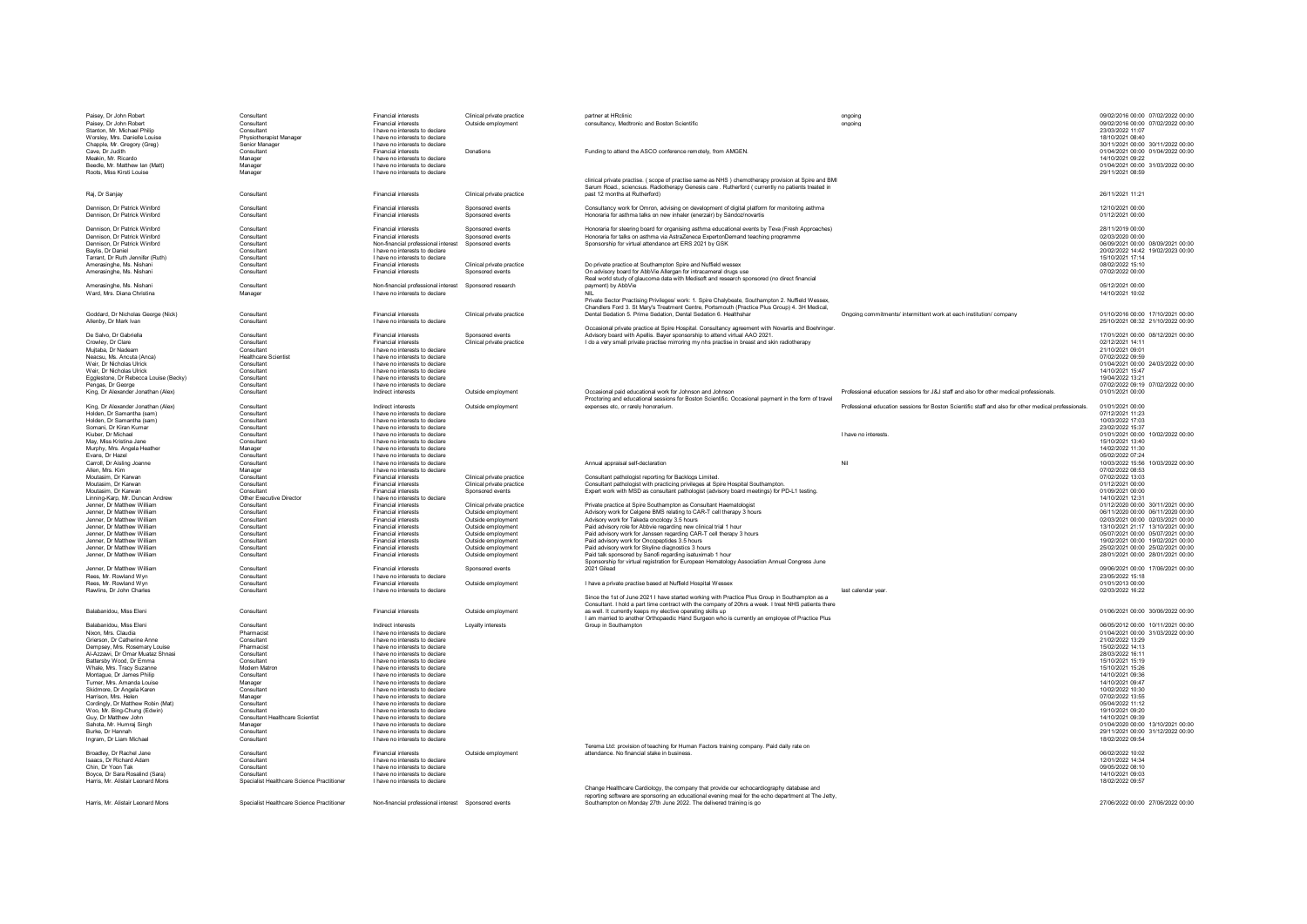| | | | | | | | |
|---|---|---|---|---|---|---|---|
| Paisey, Dr John Robert | Consultant | Financial interests | Clinical private practice | partner at HRclinic | ongoing | 09/02/2016 00:00 | 07/02/2022 00:00 |
| Paisey, Dr John Robert | Consultant | Financial interests | Outside employment | consultancy, Medtronic and Boston Scientific | ongoing | 09/02/2016 00:00 | 07/02/2022 00:00 |
| Stanton, Mr. Michael Philip | Consultant | I have no interests to declare | | | | 23/03/2022 11:07 | |
| Worsley, Mrs. Danielle Louise | Physiotherapist Manager | I have no interests to declare | | | | 18/10/2021 08:40 | |
| Chapple, Mr. Gregory (Greg) | Senior Manager | I have no interests to declare | | | | 30/11/2022 00:00 | 30/11/2022 00:00 |
| Cave, Dr Judith | Consultant | Financial interests | Donations | Funding to attend the ASCO conference remotely, from AMGEN. | | 01/04/2021 00:00 | 01/04/2022 00:00 |
| Meakin, Mr. Ricardo | Manager | I have no interests to declare | | | | 14/10/2021 09:22 | |
| Beedle, Mr. Matthew Ian (Matt) | Manager | I have no interests to declare | | | | 01/04/2021 00:00 | 31/03/2022 00:00 |
| Roots, Miss Kirsti Louise | Manager | I have no interests to declare | | | | 29/11/2021 08:59 | |
| Raj, Dr Sanjay | Consultant | Financial interests | Clinical private practice | clinical private practise. ( scope of practise same as NHS ) chemotherapy provision at Spire and BMI Sarum Road., sciencsus. Radiotherapy Genesis care . Rutherford ( currently no patients treated in past 12 months at Rutherford) | | 26/11/2021 11:21 | |
| Dennison, Dr Patrick Winford | Consultant | Financial interests | Sponsored events | Consultancy work for Omron, advising on development of digital platform for monitoring asthma | | 12/10/2021 00:00 | |
| Dennison, Dr Patrick Winford | Consultant | Financial interests | Sponsored events | Honoraria for asthma talks on new inhaler (enerzair) by Sandoz/novartis | | 01/12/2021 00:00 | |
| Dennison, Dr Patrick Winford | Consultant | Financial interests | Sponsored events | Honoraria for steering board for organising asthma educational events by Teva (Fresh Approaches) | | 28/11/2019 00:00 | |
| Dennison, Dr Patrick Winford | Consultant | Financial interests | Sponsored events | Honoraria for talks on asthma via AstraZeneca ExpertonDemand teaching programme | | 02/03/2020 00:00 | |
| Dennison, Dr Patrick Winford | Consultant | Non-financial professional interest | Sponsored events | Sponsorship for virtual attendance art ERS 2021 by GSK | | 06/09/2021 00:00 | 08/09/2021 00:00 |
| Baylis, Dr Daniel | Consultant | I have no interests to declare | | | | 20/02/2022 14:42 | 19/02/2023 00:00 |
| Tarrant, Dr Ruth Jennifer (Ruth) | Consultant | I have no interests to declare | | | | 15/10/2021 17:14 | |
| Amerasinghe, Ms. Nishani | Consultant | Financial interests | Clinical private practice | Do private practice at Southampton Spire and Nuffield wessex | | 08/02/2022 15:10 | |
| Amerasinghe, Ms. Nishani | Consultant | Financial interests | Sponsored events | On advisory board for AbbVie Allergan for intracameral drugs use | | 07/02/2022 00:00 | |
| Amerasinghe, Ms. Nishani | Consultant | Non-financial professional interest | Sponsored research | Real world study of glaucoma data with Medisoft and research sponsored (no direct financial payment) by AbbVie | | 05/12/2021 00:00 | |
| Ward, Mrs. Diana Christina | Manager | I have no interests to declare | | NIL | | 14/10/2021 10:02 | |
| Goddard, Dr Nicholas George (Nick) | Consultant | Financial interests | Clinical private practice | Private Sector Practising Privileges/ work: 1. Spire Chalybeate, Southampton 2. Nuffield Wessex, Chandlers Ford 3. St Mary's Treatment Centre, Portsmouth (Practice Plus Group) 4. 3H Medical, Dental Sedation 5. Prime Sedation, Dental Sedation 6. Healthshar | Ongoing commitments/ intermittent work at each institution/ company | 01/10/2016 00:00 | 17/10/2021 00:00 |
| Allenby, Dr Mark Ivan | Consultant | I have no interests to declare | | | | 25/10/2021 08:32 | 21/10/2022 00:00 |
| De Salvo, Dr Gabriella | Consultant | Financial interests | Sponsored events | Occasional private practice at Spire Hospital. Consultancy agreement with Novartis and Boehringer. Advisory board with Apellis. Bayer sponsorship to attend virtual AAO 2021. | | 17/01/2021 00:00 | 08/12/2021 00:00 |
| Crowley, Dr Clare | Consultant | Financial interests | Clinical private practice | I do a very small private practice mirroring my nhs practise in breast and skin radiotherapy | | 02/12/2021 14:11 | |
| Mujtaba, Dr Nadeem | Consultant | I have no interests to declare | | | | 21/10/2021 09:01 | |
| Neacsu, Ms. Ancuta (Anca) | Healthcare Scientist | I have no interests to declare | | | | 07/02/2022 09:59 | |
| Weir, Dr Nicholas Ulrick | Consultant | I have no interests to declare | | | | 01/04/2021 00:00 | 24/03/2022 00:00 |
| Weir, Dr Nicholas Ulrick | Consultant | I have no interests to declare | | | | 14/10/2021 15:47 | |
| Egglestone, Dr Rebecca Louise (Becky) | Consultant | I have no interests to declare | | | | 19/04/2022 13:21 | |
| Pengas, Dr George | Consultant | I have no interests to declare | | | | 07/02/2022 09:19 | 07/02/2022 00:00 |
| King, Dr Alexander Jonathan (Alex) | Consultant | Indirect interests | Outside employment | Occasional paid educational work for Johnson and Johnson | Professional education sessions for J&J staff and also for other medical professionals. | 01/01/2021 00:00 | |
| King, Dr Alexander Jonathan (Alex) | Consultant | Indirect interests | Outside employment | Proctoring and educational sessions for Boston Scientific. Occasional payment in the form of travel expenses etc, or rarely honorarium. | Professional education sessions for Boston Scientific staff and also for other medical professionals. | 01/01/2021 00:00 | |
| Holden, Dr Samantha (sam) | Consultant | I have no interests to declare | | | | 07/12/2021 11:23 | |
| Holden, Dr Samantha (sam) | Consultant | I have no interests to declare | | | | 10/03/2022 17:03 | |
| Somani, Dr Kiran Kumar | Consultant | I have no interests to declare | | | | 23/02/2022 15:37 | |
| Kiuber, Dr Michael | Consultant | I have no interests to declare | | | I have no interests. | 01/01/2021 00:00 | 10/02/2022 00:00 |
| May, Miss Kristina Jane | Consultant | I have no interests to declare | | | | 15/10/2021 13:40 | |
| Murphy, Mrs. Angela Heather | Manager | I have no interests to declare | | | | 14/02/2022 11:30 | |
| Evans, Dr Hazel | Consultant | I have no interests to declare | | | | 05/02/2022 07:24 | |
| Carroll, Dr Aisling Joanne | Consultant | I have no interests to declare | | Annual appraisal self-declaration | Nil | 10/03/2022 15:56 | 10/03/2022 00:00 |
| Allen, Mrs. Kim | Manager | I have no interests to declare | | | | 07/02/2022 08:53 | |
| Moutasim, Dr Karwan | Consultant | Financial interests | Clinical private practice | Consultant pathologist reporting for Backlogs Limited. | | 07/02/2022 13:03 | |
| Moutasim, Dr Karwan | Consultant | Financial interests | Clinical private practice | Consultant pathologist with practicing privileges at Spire Hospital Southampton. | | 01/12/2021 00:00 | |
| Moutasim, Dr Karwan | Consultant | Financial interests | Sponsored events | Expert work with MSD as consultant pathologist (advisory board meetings) for PD-L1 testing. | | 01/09/2021 00:00 | |
| Linning-Karp, Mr. Duncan Andrew | Other Executive Director | I have no interests to declare | | | | 14/10/2021 12:31 | |
| Jenner, Dr Matthew William | Consultant | Financial interests | Clinical private practice | Private practice at Spire Southampton as Consultant Haematologist | | 01/12/2020 00:00 | 30/11/2021 00:00 |
| Jenner, Dr Matthew William | Consultant | Financial interests | Outside employment | Advisory work for Celgene BMS relating to CAR-T cell therapy 3 hours | | 06/11/2020 00:00 | 06/11/2020 00:00 |
| Jenner, Dr Matthew William | Consultant | Financial interests | Outside employment | Advisory work for Takeda oncology 3.5 hours | | 02/03/2021 00:00 | 02/03/2021 00:00 |
| Jenner, Dr Matthew William | Consultant | Financial interests | Outside employment | Paid advisory role for Abbvie regarding new clinical trial 1 hour | | 13/10/2021 21:17 | 13/10/2021 00:00 |
| Jenner, Dr Matthew William | Consultant | Financial interests | Outside employment | Paid advisory work for Janssen regarding CAR-T cell therapy 3 hours | | 05/07/2021 00:00 | 05/07/2021 00:00 |
| Jenner, Dr Matthew William | Consultant | Financial interests | Outside employment | Paid advisory work for Oncopeptides 3.5 hours | | 19/02/2021 00:00 | 19/02/2021 00:00 |
| Jenner, Dr Matthew William | Consultant | Financial interests | Outside employment | Paid advisory work for Skyline diagnostics 3 hours | | 25/02/2021 00:00 | 25/02/2021 00:00 |
| Jenner, Dr Matthew William | Consultant | Financial interests | Outside employment | Paid talk sponsored by Sanofi regarding isatuximab 1 hour | | 28/01/2021 00:00 | 28/01/2021 00:00 |
| Jenner, Dr Matthew William | Consultant | Financial interests | Sponsored events | Sponsorship for virtual registration for European Hematology Association Annual Congress June 2021 Gilead | | 09/06/2021 00:00 | 17/06/2021 00:00 |
| Rees, Mr. Rowland Wyn | Consultant | I have no interests to declare | | | | 23/05/2022 15:18 | |
| Rees, Mr. Rowland Wyn | Consultant | Financial interests | Outside employment | I have a private practise based at Nuffield Hospital Wessex | | 01/01/2013 00:00 | |
| Rawlins, Dr John Charles | Consultant | I have no interests to declare | | | last calendar year. | 02/03/2022 16:22 | |
| Balabanidou, Miss Eleni | Consultant | Financial interests | Outside employment | Since the 1st of June 2021 I have started working with Practice Plus Group in Southampton as a Consultant. I hold a part time contract with the company of 20hrs a week. I treat NHS patients there as well. It currently keeps my elective operating skills up | | 01/06/2021 00:00 | 30/06/2022 00:00 |
| Balabanidou, Miss Eleni | Consultant | Indirect interests | Loyalty interests | I am married to another Orthopaedic Hand Surgeon who is currently an employee of Practice Plus Group in Southampton | | 06/05/2012 00:00 | 10/11/2021 00:00 |
| Nixon, Mrs. Claudia | Pharmacist | I have no interests to declare | | | | 01/04/2021 00:00 | 31/03/2022 00:00 |
| Grierson, Dr Catherine Anne | Consultant | I have no interests to declare | | | | 21/02/2022 13:29 | |
| Dempsey, Mrs. Rosemary Louise | Pharmacist | I have no interests to declare | | | | 15/02/2022 14:13 | |
| Al-Azzawi, Dr Omar Muataz Shnasi | Consultant | I have no interests to declare | | | | 28/03/2022 16:11 | |
| Battersby Wood, Dr Emma | Consultant | I have no interests to declare | | | | 15/10/2021 15:19 | |
| Whale, Mrs. Tracy Suzanne | Modern Matron | I have no interests to declare | | | | 15/10/2021 15:26 | |
| Montague, Dr James Philip | Consultant | I have no interests to declare | | | | 14/10/2021 09:36 | |
| Turner, Mrs. Amanda Louise | Manager | I have no interests to declare | | | | 14/10/2021 09:47 | |
| Skidmore, Dr Angela Karen | Consultant | I have no interests to declare | | | | 10/02/2022 10:30 | |
| Harrison, Mrs. Helen | Manager | I have no interests to declare | | | | 07/02/2022 13:55 | |
| Cordingly, Dr Matthew Robin (Mat) | Consultant | I have no interests to declare | | | | 05/04/2022 11:12 | |
| Woo, Mr. Bing-Chung (Edwin) | Consultant | I have no interests to declare | | | | 19/10/2021 09:20 | |
| Guy, Dr Matthew John | Consultant Healthcare Scientist | I have no interests to declare | | | | 14/10/2021 09:39 | |
| Sahota, Mr. Humraj Singh | Manager | I have no interests to declare | | | | 01/04/2020 00:00 | 13/10/2021 00:00 |
| Burke, Dr Hannah | Consultant | I have no interests to declare | | | | 29/11/2021 00:00 | 31/12/2022 00:00 |
| Ingram, Dr Liam Michael | Consultant | I have no interests to declare | | | | 18/02/2022 09:54 | |
| Broadley, Dr Rachel Jane | Consultant | Financial interests | Outside employment | Terema Ltd: provision of teaching for Human Factors training company. Paid daily rate on attendance. No financial stake in business. | | 06/02/2022 10:02 | |
| Isaacs, Dr Richard Adam | Consultant | I have no interests to declare | | | | 12/01/2022 14:34 | |
| Chin, Dr Yoon Tak | Consultant | I have no interests to declare | | | | 09/05/2022 08:10 | |
| Boyce, Dr Sara Rosalind (Sara) | Consultant | I have no interests to declare | | | | 14/10/2021 09:03 | |
| Harris, Mr. Alistair Leonard Mons | Specialist Healthcare Science Practitioner | I have no interests to declare | | | | 18/02/2022 09:57 | |
| Harris, Mr. Alistair Leonard Mons | Specialist Healthcare Science Practitioner | Non-financial professional interest | Sponsored events | Change Healthcare Cardiology, the company that provide our echocardiography database and reporting software are sponsoring an educational evening meal for the echo department at The Jetty, Southampton on Monday 27th June 2022. The delivered training is go | | 27/06/2022 00:00 | 27/06/2022 00:00 |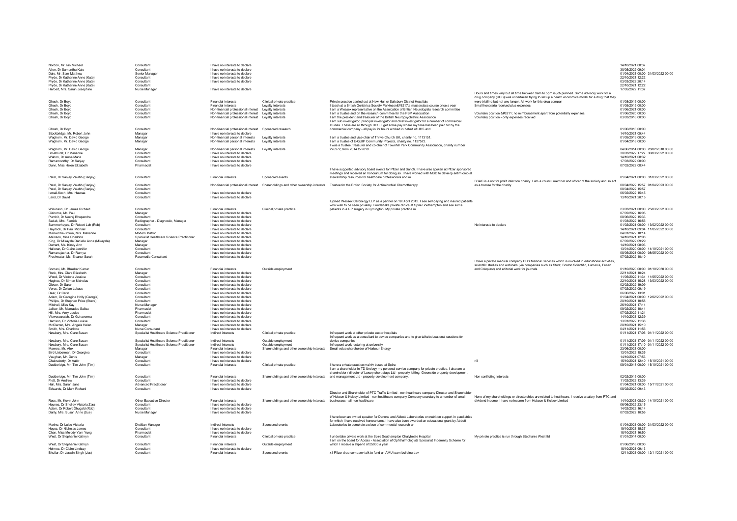| | | | | | | | |
|---|---|---|---|---|---|---|---|
| Nordon, Mr. Ian Michael | Consultant | I have no interests to declare | | | | 14/10/2021 08:37 | |
| Allen, Dr Samantha Kate | Consultant | I have no interests to declare | | | | 30/05/2022 09:01 | |
| Dale, Mr. Sam Matthew | Senior Manager | I have no interests to declare | | | | 01/04/2021 00:00 | 31/03/2022 00:00 |
| Pryde, Dr Katherine Anne (Kate) | Consultant | I have no interests to declare | | | | 22/10/2021 12:22 | |
| Pryde, Dr Katherine Anne (Kate) | Consultant | I have no interests to declare | | | | 03/03/2022 20:14 | |
| Pryde, Dr Katherine Anne (Kate) | Consultant | | | | | 22/10/2021 12:22 | |
| Herbert, Mrs. Sarah Josephine | Nurse Manager | I have no interests to declare | | | | 17/05/2022 11:37 | |
| Ghosh, Dr Boyd | Consultant | Financial interests | Clinical private practice | Private practice carried out at New Hall or Salisbury District Hospitals | Hours and times vary but all time between 9am to 5pm is job planned. Some advisory work for a drug company (UCB) was undertaken trying to set up a health economics model for a drug that they were trialling but not any longer. All work for this drug compan | 01/08/2015 00:00 | |
| Ghosh, Dr Boyd | Consultant | Financial interests | Loyalty interests | I teach at a British Geriatrics Society Parkinson&#8217;s masterclass course once a year | Small honoraria received plus expenses. | 01/05/2015 00:00 | |
| Ghosh, Dr Boyd | Consultant | Non-financial professional interest | Loyalty interests | I am a Wessex representative on the Association of British Neurologists research committee | | 01/06/2021 00:00 | |
| Ghosh, Dr Boyd | Consultant | Non-financial professional interest | Loyalty interests | I am a trustee and on the research committee for the PSP Association | Voluntary position &#8211; no reimbursement apart from potentially expenses. | 01/06/2020 00:00 | |
| Ghosh, Dr Boyd | Consultant | Non-financial professional interest | Loyalty interests | I am the president and treasurer of the British Neuropsychiatric Association | Voluntary position - only expenses received | 03/03/2016 00:00 | |
| Ghosh, Dr Boyd | Consultant | Non-financial professional interest | Sponsored research | I am sub investigator, principal investigator and chief investigator for a number of commercial studies. These are all through UHS. I get some pay where my time has been paid for by the commercial company - all pay is for hours worked in behalf of UHS and | | 01/06/2016 00:00 | |
| Stockbridge, Mr. Robert John | Manager | I have no interests to declare | | | | 14/10/2021 09:44 | |
| Waghorn, Mr. David George | Manager | Non-financial personal interests | Loyalty interests | I am a trustee and vice-chair of Thrive Church UK, charity no. 1173151. | | 01/09/2019 00:00 | |
| Waghorn, Mr. David George | Manager | Non-financial personal interests | Loyalty interests | I am a trustee of E-QUIP Community Projects, charity no. 1137572. | | 01/04/2018 00:00 | |
| Waghorn, Mr. David George | Manager | Non-financial personal interests | Loyalty interests | I was a trustee, treasurer and co-chair of Townhill Park Community Association, charity number 276972, from 2014 to 2018. | | 04/06/2014 00:00 | 28/02/2018 00:00 |
| Smethurst, Dr Marianne | Consultant | I have no interests to declare | | | | 30/03/2022 17:27 | 30/03/2022 00:00 |
| Walton, Dr Anna Marie | Consultant | I have no interests to declare | | | . | 14/10/2021 08:32 | |
| Ramamoorthy, Dr Sanjay | Consultant | I have no interests to declare | | | | 17/03/2022 00:00 | |
| Dunn, Miss Helen Elizabeth | Pharmacist | I have no interests to declare | | | | 07/02/2022 08:44 | |
| Patel, Dr Sanjay Valabh (Sanjay) | Consultant | Financial interests | Sponsored events | I have supported advisory board events for Pfizer and Sanofi. I have also spoken at Pfizer sponsored meetings and received an honorarium for doing so. I have worked with MSD to develop antimicrobial stewardship resources for healthcare professionals and m | | 01/04/2021 00:00 | 31/03/2022 00:00 |
| Patel, Dr Sanjay Valabh (Sanjay) | Consultant | Non-financial professional interest | Shareholdings and other ownership interests | Trustee for the British Society for Antimicrobial Chemotherapy | BSAC is a not for profit infection charity. I am a council member and officer of the society and so act as a trustee for the charity | 08/04/2022 15:57 | 01/04/2023 00:00 |
| Patel, Dr Sanjay Valabh (Sanjay) | Consultant | | | | | 08/04/2022 15:57 | |
| Ismail-Koch, Mrs. Hasnaa | Consultant | I have no interests to declare | | | | 06/02/2022 15:45 | |
| Land, Dr David | Consultant | I have no interests to declare | | | | 13/10/2021 20:15 | |
| Wilkinson, Dr James Richard | Consultant | Financial interests | Clinical private practice | I joined Wessex Cardiology LLP as a partner on 1st April 2012. I see self-paying and insured patients who wish to be seen privately. I undertake private clinics at Spire Southampton and see some patients in a GP surgery in Lymington. My private practice m | | 23/03/2021 00:00 | 25/03/2022 00:00 |
| Gisborne, Mr. Paul | Manager | I have no interests to declare | | | | 07/02/2022 16:05 | |
| Purohit, Dr Neeraj Bhupendra | Consultant | I have no interests to declare | | | | 08/06/2022 15:33 | |
| Sadak, Mrs. Farnida | Radiographer - Diagnostic, Manager | I have no interests to declare | | | | 01/03/2022 16:56 | |
| Summerhayes, Dr Robert Leh (Rob) | Consultant | I have no interests to declare | | | No interests to declare | 01/02/2021 00:00 | 13/02/2022 00:00 |
| Haydock, Dr Paul Michael | Consultant | I have no interests to declare | | | | 14/10/2021 09:04 | 11/05/2022 00:00 |
| Mackenzie-Brown, Mrs. Marianne | Modern Matron | I have no interests to declare | | | | 04/01/2022 18:14 | |
| Atkinson, Miss Charlotte | Specialist Healthcare Science Practitioner | I have no interests to declare | | | | 14/10/2021 12:08 | |
| King, Dr Mikayala Danielle Anne (Mikayala) | Manager | I have no interests to declare | | | | 07/02/2022 09:29 | |
| Durrant, Ms. Kirsty Ann | Manager | I have no interests to declare | | | | 14/10/2021 08:03 | |
| Halloran, Dr Claire Jennifer | Consultant | I have no interests to declare | | | | 13/01/2020 00:00 | 14/10/2021 00:00 |
| Ramanujachar, Dr Ramya | Consultant | I have no interests to declare | | | | 08/05/2021 00:00 | 08/05/2022 00:00 |
| Freshwater, Ms. Eleanor Sarah | Paramedic Consultant | I have no interests to declare | | | | 07/02/2022 10:10 | |
| Somani, Mr. Bhaskar Kumar | Consultant | Financial interests | Outside employment | | I have a private medical company DDS Medical Services which is involved in educational activities, scientific studies and webinars (via companies such as Storz, Boston Scientific, Lumenis, Pusen and Coloplast) and editorial work for journals. | 01/10/2020 00:00 | 01/10/2030 00:00 |
| Rook, Mrs. Clare Elizabeth | Manager | I have no interests to declare | | | | 22/11/2021 10:24 | |
| Wood, Dr Victoria Jessica | Consultant | I have no interests to declare | | | | 11/05/2022 11:34 | 11/05/2022 00:00 |
| Hughes, Dr Simon Nicholas | Consultant | I have no interests to declare | | | | 22/10/2021 15:28 | 13/03/2022 00:00 |
| Glover, Dr Sarah | Consultant | I have no interests to declare | | | | 02/02/2022 19:09 | |
| Veres, Dr Zoltan Lukacs | Consultant | I have no interests to declare | | | | 07/02/2022 09:19 | |
| Dear, Dr Carin | Consultant | I have no interests to declare | | | | 06/06/2022 13:01 | |
| Adam, Dr Georgina Holly (Georgie) | Consultant | I have no interests to declare | | | | 01/04/2021 00:00 | 12/02/2022 00:00 |
| Phillips, Dr Stephen Price (Steve) | Consultant | I have no interests to declare | | | | 20/10/2021 10:58 | |
| Mitchell, Miss Kay | Nurse Manager | I have no interests to declare | | | | 26/10/2021 17:14 | |
| Jallow, Mr. Mamadou Salieu | Pharmacist | I have no interests to declare | | | | 09/02/2022 10:41 | |
| Hill, Mrs. Amy Louise | Pharmacist | I have no interests to declare | | | | 07/02/2022 11:21 | |
| Visweswaraiah, Dr Guhavarma | Consultant | I have no interests to declare | | | | 14/10/2021 12:39 | |
| Harrison, Dr Victoria Louise | Consultant | I have no interests to declare | | | | 13/01/2022 11:38 | |
| McClarren, Mrs. Angela Helen | Manager | I have no interests to declare | | | | 20/10/2021 15:10 | |
| Smith, Mrs. Charlotte | Nurse Consultant | I have no interests to declare | | | | 04/11/2021 11:56 | |
| Newbery, Mrs. Clare Susan | Specialist Healthcare Science Practitioner | Indirect interests | Clinical private practice | Infrequent work at other private sector hospitals | | 01/11/2021 17:06 | 01/11/2022 00:00 |
| Newbery, Mrs. Clare Susan | Specialist Healthcare Science Practitioner | Indirect interests | Outside employment | Infrequent work as a consultant to device companies and to give talks/educational sessions for device companies | | 01/11/2021 17:09 | 01/11/2022 00:00 |
| Newbery, Mrs. Clare Susan | Specialist Healthcare Science Practitioner | Indirect interests | Outside employment | Infrequent work lecturing at university | | 01/11/2021 17:10 | 01/11/2022 00:00 |
| Mawers, Mr. Alex | Manager | Financial interests | Shareholdings and other ownership interests | Small value shareholder of Harbour Energy | | 23/06/2021 00:00 | |
| Bird-Lieberman, Dr Georgina | Consultant | I have no interests to declare | | | | 13/01/2022 15:35 | |
| Vaughan, Mr. Denis | Manager | I have no interests to declare | | | | 14/10/2021 07:53 | |
| Chakraborty, Dr Aabir | Consultant | I have no interests to declare | | | nil | 15/10/2021 12:40 | 15/10/2021 00:00 |
| Dudderidge, Mr. Tim John (Tim) | Consultant | Financial interests | Clinical private practice | I have a private practice mainly based at Spire. | | 09/01/2013 00:00 | 15/10/2021 00:00 |
| Dudderidge, Mr. Tim John (Tim) | Consultant | Financial interests | Shareholdings and other ownership interests | I am a shareholder in TD Urology my personal service company for private practice. I also am a shareholder / director of Luxury short stays Ltd - property letting, Greenside property development and management Ltd - property development company. | Non conflicting interests | 02/02/2015 00:00 | |
| Flett, Dr Andrew | Consultant | I have no interests to declare | | | | 11/02/2022 13:39 | |
| Hall, Mrs. Sarah Jane | Advanced Practitioner | I have no interests to declare | | | | 01/04/2021 00:00 | 15/11/2021 00:00 |
| Edwards, Dr Mark Richard | Consultant | I have no interests to declare | | | | 08/02/2022 09:43 | |
| Ross, Mr. Kevin John | Other Executive Director | Financial interests | Shareholdings and other ownership interests | Director and Shareholder of PTC Traffic Limited - non healthcare company Director and Shareholder of Hobson & Kelsey Limited - non healthcare company Company secretary to a number of small businesses - all non healthcare | None of my shareholdings or directorships are related to healthcare. I receive a salary from PTC and dividend income. I have no income from Hobson & Kelsey Limited | 14/10/2021 08:30 | 14/10/2021 00:00 |
| Haynes, Dr Shelley Victoria Zara | Consultant | I have no interests to declare | | | | 06/06/2022 23:15 | |
| Adam, Dr Robert Dhugald (Rob) | Consultant | I have no interests to declare | | | | 14/02/2022 16:14 | |
| Dailly, Mrs. Susan Anne (Sue) | Nurse Manager | I have no interests to declare | | | | 07/02/2022 10:55 | |
| Marino, Dr Luise Victoria | Dietitian Manager | Indirect interests | Sponsored events | I have been an invited speaker for Danone and Abbott Laboratories on nutrition support in paediatrics for which I have received honorariums. I have also been awarded an educational grant by Abbott Laboratories to complete a piece of commercial research ar | | 01/04/2021 00:00 | 31/03/2022 00:00 |
| Hayes, Dr Nicholas James | Consultant | I have no interests to declare | | | | 19/10/2021 15:37 | |
| Chan, Miss Melody Yam Yung | Pharmacist | I have no interests to declare | | | | 18/10/2021 16:50 | |
| West, Dr Stephanie Kathryn | Consultant | Financial interests | Clinical private practice | I undertake private work at the Spire Southampton Chalybeate Hospital | My private practice is run through Stephanie West ltd | 01/01/2014 00:00 | |
| West, Dr Stephanie Kathryn | Consultant | Financial interests | Outside employment | I am on the board for Aoesis - Association of Ophthalmologists Specialist Indemnity Scheme for which I receive a stipend of £5000 a year | | 01/06/2016 00:00 | |
| Holmes, Dr Claire Lindsay | Consultant | I have no interests to declare | | | | 18/10/2021 09:13 | |
| Bhullar, Dr Jaswin Singh (Jas) | Consultant | Financial interests | Sponsored events | x1 Pfizer drug company talk to fund an AMU team building day | | 12/11/2021 00:00 | 12/11/2021 00:00 |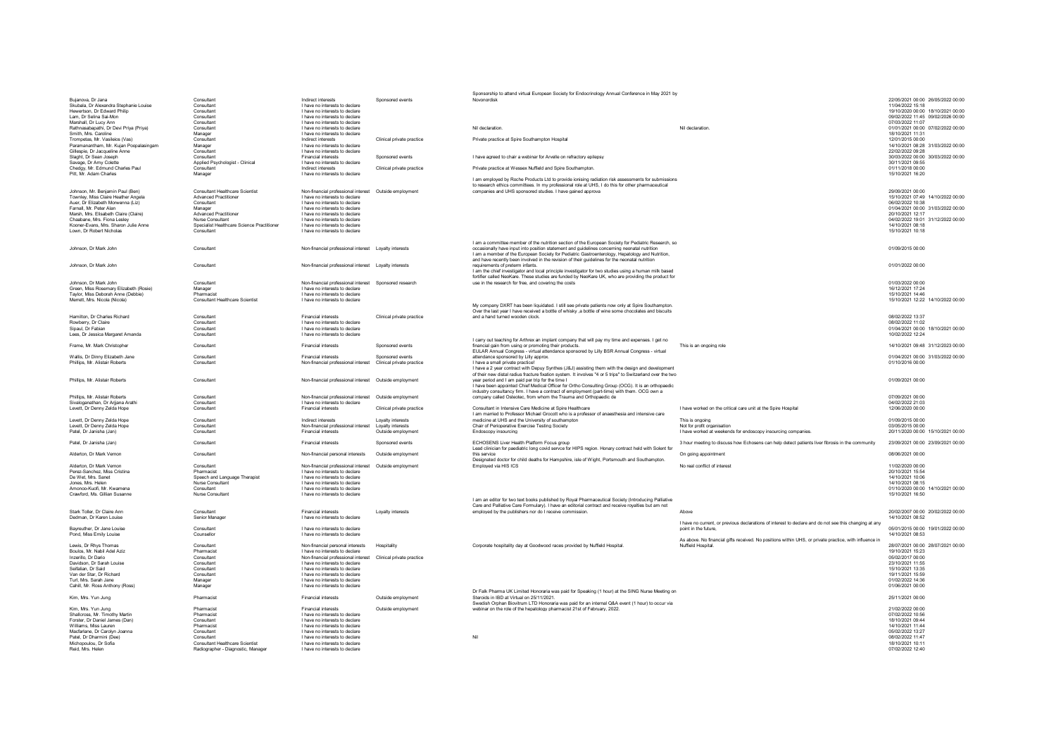| Name | Role | Interest type | Interest category | Description | Comments | Date from | Date to |
|---|---|---|---|---|---|---|---|
| Bujanova, Dr Jana | Consultant | Indirect interests | Sponsored events | Sponsorship to attend virtual European Society for Endocrinology Annual Conference in May 2021 by Novonordisk | | 22/05/2021 00:00 | 26/05/2022 00:00 |
| Skubala, Dr Alexandra Stephanie Louise | Consultant | I have no interests to declare | | | | 11/04/2022 15:18 | |
| Hewertson, Dr Edward Philip | Consultant | I have no interests to declare | | | | 19/10/2020 00:00 | 18/10/2021 00:00 |
| Lam, Dr Selina Sai-Mon | Consultant | I have no interests to declare | | | | 09/02/2022 11:45 | 09/02/2026 00:00 |
| Marshall, Dr Lucy Ann | Consultant | I have no interests to declare | | | | 07/03/2022 11:07 | |
| Rathnasabapathi, Dr Devi Priya (Priya) | Consultant | I have no interests to declare | | Nil declaration. | Nil declaration. | 01/01/2021 00:00 | 07/02/2022 00:00 |
| Smith, Mrs. Caroline | Manager | I have no interests to declare | | | | 18/10/2021 11:31 | |
| Trompetas, Mr. Vasileios (Vas) | Consultant | Indirect interests | Clinical private practice | Private practice at Spire Southampton Hospital | | 12/01/2015 00:00 | |
| Paramanantham, Mr. Kujan Poopalasingam | Manager | I have no interests to declare | | | | 14/10/2021 08:28 | 31/03/2022 00:00 |
| Gillespie, Dr Jacqueline Anne | Consultant | I have no interests to declare | | | | 22/02/2022 09:28 | |
| Slaght, Dr Sean Joseph | Consultant | Financial interests | Sponsored events | I have agreed to chair a webinar for Arvelle on refractory epilepsy | | 30/03/2022 00:00 | 30/03/2022 00:00 |
| Savage, Dr Amy Colette | Applied Psychologist - Clinical | I have no interests to declare | | | | 30/11/2021 09:55 | |
| Chedgy, Mr. Edmund Charles Paul | Consultant | Indirect interests | Clinical private practice | Private practice at Wessex Nuffield and Spire Southampton. | | 01/11/2018 00:00 | |
| Pitt, Mr. Adam Charles | Manager | I have no interests to declare | | | | 15/10/2021 16:20 | |
| Johnson, Mr. Benjamin Paul (Ben) | Consultant Healthcare Scientist | Non-financial professional interest | Outside employment | I am employed by Roche Products Ltd to provide ionising radiation risk assessments for submissions to research ethics committees. In my professional role at UHS, I do this for other pharmaceutical companies and UHS sponsored studies. I have gained approva | | 29/09/2021 00:00 | |
| Townley, Miss Claire Heather Angela | Advanced Practitioner | I have no interests to declare | | | | 15/10/2021 07:49 | 14/10/2022 00:00 |
| Auer, Dr Elizabeth Morwenna (Liz) | Consultant | I have no interests to declare | | | | 06/02/2022 10:38 | |
| Farnall, Mr. Peter Alan | Manager | I have no interests to declare | | | | 01/04/2021 00:00 | 31/03/2022 00:00 |
| Marsh, Mrs. Elisabeth Claire (Claire) | Advanced Practitioner | I have no interests to declare | | | | 20/10/2021 12:17 | |
| Chaabane, Mrs. Fiona Lesley | Nurse Consultant | I have no interests to declare | | | | 04/02/2022 19:01 | 31/12/2022 00:00 |
| Kooner-Evans, Mrs. Sharon Julie Anne | Specialist Healthcare Science Practitioner | I have no interests to declare | | | | 14/10/2021 08:18 | |
| Lown, Dr Robert Nicholas | Consultant | I have no interests to declare | | | | 15/10/2021 10:18 | |
| Johnson, Dr Mark John | Consultant | Non-financial professional interest | Loyalty interests | I am a committee member of the nutrition section of the European Society for Pediatric Research, so occasionally have input into position statement and guidelines concerning neonatal nutrition | | 01/09/2015 00:00 | |
| Johnson, Dr Mark John | Consultant | Non-financial professional interest | Loyalty interests | I am a member of the European Society for Pediatric Gastroenterology, Hepatology and Nutrition, and have recently been involved in the revision of their guidelines for the neonatal nutrition requirements of preterm infants. | | 01/01/2022 00:00 | |
| Johnson, Dr Mark John | Consultant | Non-financial professional interest | Sponsored research | I am the chief investigator and local principle investigator for two studies using a human milk based fortifier called NeoKare. These studies are funded by NeoKare UK, who are providing the product for use in the research for free, and covering the costs | | 01/03/2022 00:00 | |
| Green, Miss Rosemary Elizabeth (Rosie) | Manager | I have no interests to declare | | | | 16/12/2021 17:24 | |
| Taylor, Miss Deborah Anne (Debbie) | Pharmacist | I have no interests to declare | | | | 15/10/2021 14:46 | |
| Merrett, Mrs. Nicola (Nicola) | Consultant Healthcare Scientist | I have no interests to declare | | | | 15/10/2021 12:22 | 14/10/2022 00:00 |
| Hamilton, Dr Charles Richard | Consultant | Financial interests | Clinical private practice | My company DXRT has been liquidated. I still see private patients now only at Spire Southampton. Over the last year I have received a bottle of whisky ,a bottle of wine some chocolates and biscuits and a hand turned wooden clock. | | 08/02/2022 13:37 | |
| Rowberry, Dr Claire | Consultant | I have no interests to declare | | | | 08/02/2022 11:02 | |
| Sipaul, Dr Fabian | Consultant | I have no interests to declare | | | | 01/04/2021 00:00 | 18/10/2021 00:00 |
| Lees, Dr Jessica Margaret Amanda | Consultant | I have no interests to declare | | | | 10/02/2022 12:24 | |
| Frame, Mr. Mark Christopher | Consultant | Financial interests | Sponsored events | I carry out teaching for Arthrex an implant company that will pay my time and expenses. I get no financial gain from using or promoting their products. | This is an ongoing role | 14/10/2021 09:48 | 31/12/2023 00:00 |
| Wallis, Dr Dinny Elizabeth Jane | Consultant | Financial interests | Sponsored events | EULAR Annual Congress - virtual attendance sponsored by Lilly BSR Annual Congress - virtual attendance sponsored by Lilly approx. | | 01/04/2021 00:00 | 31/03/2022 00:00 |
| Phillips, Mr. Alistair Roberts | Consultant | Non-financial professional interest | Clinical private practice | I have a small private practice! | | 01/10/2016 00:00 | |
| Phillips, Mr. Alistair Roberts | Consultant | Non-financial professional interest | Outside employment | I have a 2 year contract with Depuy Synthes (J&J) assisting them with the design and development of their new distal radius fracture fixation system. It involves "4 or 5 trips" to Switzerland over the two year period and I am paid per trip for the time I | | 01/09/2021 00:00 | |
| Phillips, Mr. Alistair Roberts | Consultant | Non-financial professional interest | Outside employment | I have been appointed Chief Medical Officer for Ortho Consulting Group (OCG). It is an orthopaedic industry consultancy firm. I have a contract of employment (part-time) with them. OCG own a company called Osteotec, from whom the Trauma and Orthopaedic de | | 07/09/2021 00:00 | |
| Sivaloganathan, Dr Arjjana Arathi | Consultant | I have no interests to declare | | | | 04/02/2022 21:03 | |
| Levett, Dr Denny Zelda Hope | Consultant | Financial interests | Clinical private practice | Consultant in Intensive Care Medicine at Spire Healthcare | I have worked on the critical care unit at the Spire Hospital | 12/06/2020 00:00 | |
| Levett, Dr Denny Zelda Hope | Consultant | Indirect interests | Loyalty interests | I am married to Professor Michael Grocott who is a professor of anaesthesia and intensive care medicine at UHS and the University of southampton | This is ongoing | 01/09/2015 00:00 | |
| Levett, Dr Denny Zelda Hope | Consultant | Non-financial professional interest | Loyalty interests | Chair of Perioperative Exercise Testing Society | Not for profit organisation | 03/05/2015 00:00 | |
| Patel, Dr Janisha (Jan) | Consultant | Financial interests | Outside employment | Endoscopy insourcing | I have worked at weekends for endoscopy insourcing companies. | 20/11/2020 00:00 | 15/10/2021 00:00 |
| Patel, Dr Janisha (Jan) | Consultant | Financial interests | Sponsored events | ECHOSENS Liver Health Platform Focus group | 3 hour meeting to discuss how Echosens can help detect patients liver fibrosis in the community | 23/09/2021 00:00 | 23/09/2021 00:00 |
| Alderton, Dr Mark Vernon | Consultant | Non-financial personal interests | Outside employment | Lead clinician for paediatric long covid servce for HIPS region. Honary contract held with Solent for this service | On going appointment | 08/06/2021 00:00 | |
| Alderton, Dr Mark Vernon | Consultant | Non-financial professional interest | Outside employment | Designated doctor for child deaths for Hampshire, isle of Wight, Portsmouth and Southampton. Employed via HIS ICS | No real conflict of interest | 11/02/2020 00:00 | |
| Perez-Sanchez, Miss Cristina | Pharmacist | I have no interests to declare | | | | 20/10/2021 15:54 | |
| De Wet, Mrs. Sanet | Speech and Language Therapist | I have no interests to declare | | | | 14/10/2021 10:06 | |
| Jones, Mrs. Helen | Nurse Consultant | I have no interests to declare | | | | 14/10/2021 08:15 | |
| Amonoo-Kuofi, Mr. Kwamena | Consultant | I have no interests to declare | | | | 01/10/2020 00:00 | 14/10/2021 00:00 |
| Crawford, Ms. Gillian Susanne | Nurse Consultant | I have no interests to declare | | | | 15/10/2021 16:50 | |
| Stark Toller, Dr Claire Ann | Consultant | Financial interests | Loyalty interests | I am an editor for two text books published by Royal Pharmaceutical Society (Introducing Palliative Care and Palliative Care Formulary). I have an editorial contract and receive royalties but am not employed by the publishers nor do I receive commission. | Above | 20/02/2007 00:00 | 20/02/2022 00:00 |
| Dedman, Dr Karen Louise | Senior Manager | I have no interests to declare | | | | 14/10/2021 08:52 | |
| Bayreuther, Dr Jane Louise | Consultant | I have no interests to declare | | | I have no current, or previous declarations of interest to declare and do not see this changing at any point in the future, | 05/01/2015 00:00 | 19/01/2022 00:00 |
| Pond, Miss Emily Louise | Counsellor | I have no interests to declare | | | | 14/10/2021 08:53 | |
| Lewis, Dr Rhys Thomas | Consultant | Non-financial personal interests | Hospitality | Corporate hospitality day at Goodwood races provided by Nuffield Hospital. | As above. No financial gifts received. No positions within UHS, or private practice, with influence in Nuffield Hospital. | 28/07/2021 00:00 | 28/07/2021 00:00 |
| Boulos, Mr. Nabil Adel Aziz | Pharmacist | I have no interests to declare | | | | 19/10/2021 15:23 | |
| Inzerillo, Dr Dario | Consultant | Non-financial professional interest | Clinical private practice | | | 05/02/2017 00:00 | |
| Davidson, Dr Sarah Louise | Consultant | I have no interests to declare | | | | 23/10/2021 11:55 | |
| Sefalian, Dr Said | Consultant | I have no interests to declare | | | | 15/10/2021 13:35 | |
| Van der Star, Dr Richard | Consultant | I have no interests to declare | | | | 19/11/2021 15:59 | |
| Turl, Mrs. Sarah Jane | Manager | I have no interests to declare | | | | 01/02/2022 14:36 | |
| Cahill, Mr. Ross Anthony (Ross) | Manager | I have no interests to declare | | | | 01/06/2021 00:00 | |
| Kim, Mrs. Yun Jung | Pharmacist | Financial interests | Outside employment | Dr Falk Pharma UK Limited Honoraria was paid for Speaking (1 hour) at the SING Nurse Meeting on Steroids in IBD at Virtual on 25/11/2021. | | 25/11/2021 00:00 | |
| Kim, Mrs. Yun Jung | Pharmacist | Financial interests | Outside employment | Swedish Orphan Biovitrum LTD Honoraria was paid for an internal Q&A event (1 hour) to occur via webinar on the role of the hepatology pharmacist 21st of February, 2022. | | 21/02/2022 00:00 | |
| Shallcross, Mr. Timothy Martin | Pharmacist | I have no interests to declare | | | | 07/02/2022 10:56 | |
| Forster, Dr Daniel James (Dan) | Consultant | I have no interests to declare | | | | 18/10/2021 09:44 | |
| Williams, Miss Lauren | Pharmacist | I have no interests to declare | | | | 14/10/2021 11:44 | |
| Macfarlane, Dr Carolyn Joanna | Consultant | I have no interests to declare | | | | 05/02/2022 13:27 | |
| Patel, Dr Dharmini (Dee) | Consultant | I have no interests to declare | | Nil | | 08/02/2022 11:47 | |
| Michopoulou, Dr Sofia | Consultant Healthcare Scientist | I have no interests to declare | | | | 18/10/2021 10:11 | |
| Reid, Mrs. Helen | Radiographer - Diagnostic, Manager | I have no interests to declare | | | | 07/02/2022 12:40 | |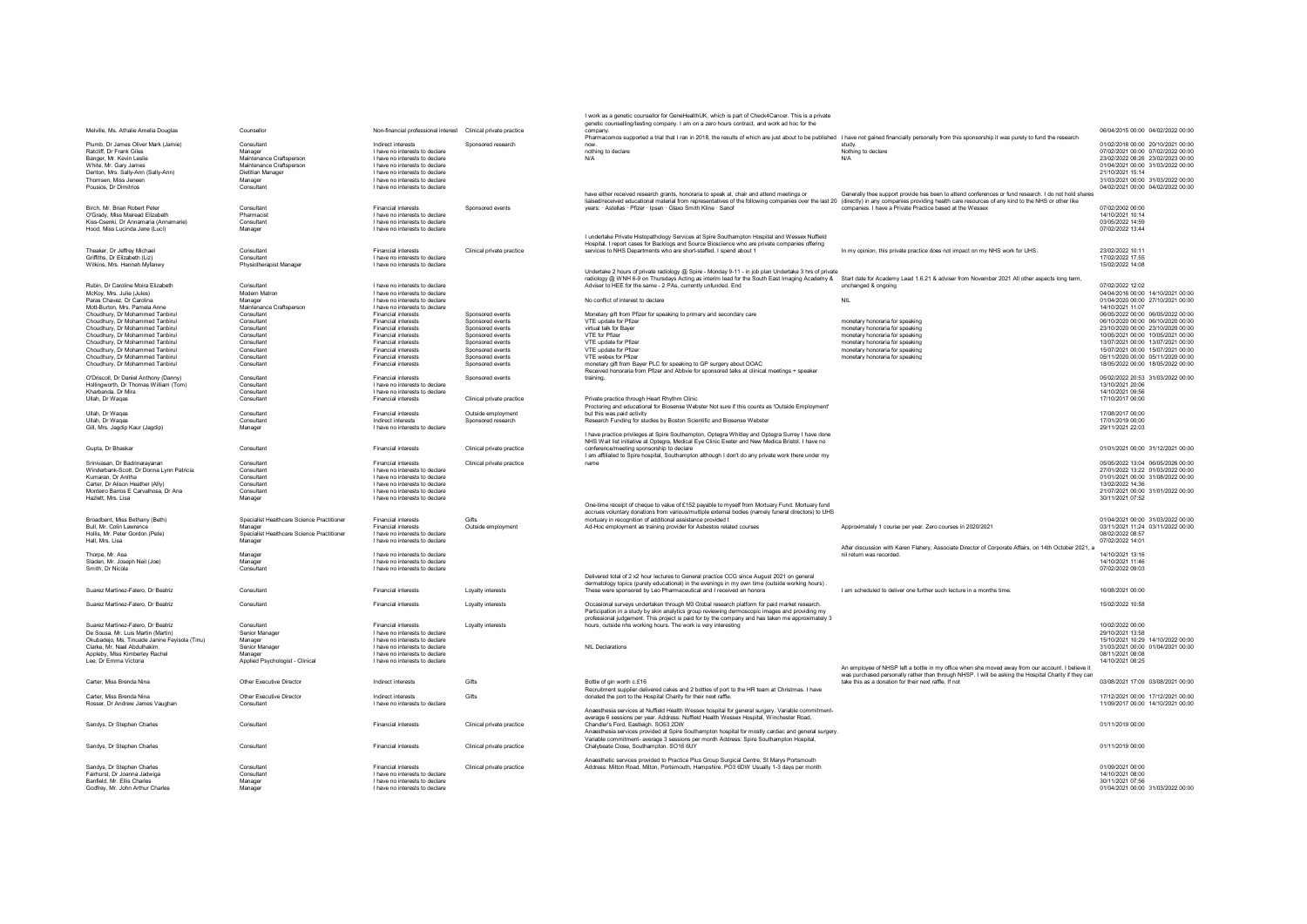| | | | | | | |
|---|---|---|---|---|---|---|
| Melville, Ms. Athalie Amelia Douglas | Counsellor | Non-financial professional interest | Clinical private practice | I work as a genetic counsellor for GeneHealthUK, which is part of Check4Cancer. This is a private genetic counselling/testing company. I am on a zero hours contract, and work ad hoc for the company. | | 06/04/2015 00:00 04/02/2022 00:00 |
| Plumb, Dr James Oliver Mark (Jamie) | Consultant | Indirect interests | Sponsored research | Pharmacomos supported a trial that I ran in 2018, the results of which are just about to be published now. | I have not gained financially personally from this sponsorship it was purely to fund the research study. | 01/02/2018 00:00 20/10/2021 00:00 |
| Ratcliff, Dr Frank Giles | Manager | I have no interests to declare | | nothing to declare | Nothing to declare | 07/02/2021 00:00 07/02/2022 00:00 |
| Banger, Mr. Kevin Leslie | Maintenance Craftsperson | I have no interests to declare | | N/A | N/A | 23/02/2022 08:26 23/02/2023 00:00 |
| White, Mr. Gary James | Maintenance Craftsperson | I have no interests to declare | | | | 01/04/2021 00:00 31/03/2022 00:00 |
| Denton, Mrs. Sally-Ann (Sally-Ann) | Dietitian Manager | I have no interests to declare | | | | 21/10/2021 15:14 |
| Thomsen, Miss Jeneen | Manager | I have no interests to declare | | | | 31/03/2021 00:00 31/03/2022 00:00 |
| Pousios, Dr Dimitrios | Consultant | I have no interests to declare | | | | 04/02/2021 00:00 04/02/2022 00:00 |
| Birch, Mr. Brian Robert Peter | Consultant | Financial interests | Sponsored events | have either received research grants, honoraria to speak at, chair and attend meetings or liaised/received educational material from representatives of the following companies over the last 20 years: · Astellas · Pfizer · Ipsen · Glaxo Smith Kline · Sanof | Generally thee support provide has been to attend conferences or fund research. I do not hold shares (directly) in any companies providing health care resources of any kind to the NHS or other like companies. I have a Private Practice based at the Wessex | 07/02/2002 00:00 |
| O'Grady, Miss Mairead Elizabeth | Pharmacist | I have no interests to declare | | | | 14/10/2021 10:14 |
| Kiss-Csenki, Dr Annamaria (Annamarie) | Consultant | I have no interests to declare | | | | 03/05/2022 14:59 |
| Hood, Miss Lucinda Jane (Luci) | Manager | I have no interests to declare | | | | 07/02/2022 13:44 |
| Theaker, Dr Jeffrey Michael | Consultant | Financial interests | Clinical private practice | I undertake Private Histopathology Services at Spire Southampton Hospital and Wessex Nuffield Hospital. I report cases for Backlogs and Source Bioscience who are private companies offering services to NHS Departments who are short-staffed. I spend about 1 | In my opinion, this private practice does not impact on my NHS work for UHS. | 23/02/2022 10:11 |
| Griffiths, Dr Elizabeth (Liz) | Consultant | I have no interests to declare | | | | 17/02/2022 17:55 |
| Wilkins, Mrs. Hannah Myfanwy | Physiotherapist Manager | I have no interests to declare | | | | 15/02/2022 14:08 |
| Rubin, Dr Caroline Moira Elizabeth | Consultant | I have no interests to declare | | Undertake 2 hours of private radiology @ Spire - Monday 9-11 - in job plan Undertake 3 hrs of private radiology @ WNH 6-9 on Thursdays Acting as interim lead for the South East Imaging Academy & Adviser to HEE for the same - 2 PAs, currently unfunded. End | Start date for Academy Lead 1.6.21 & adviser from November 2021 All other aspects long term, unchanged & ongoing | 07/02/2022 12:02 |
| McKoy, Mrs. Julie (Jules) | Modern Matron | I have no interests to declare | | | | 04/04/2016 00:00 14/10/2021 00:00 |
| Paras Chavez, Dr Carolina | Manager | I have no interests to declare | | No conflict of interest to declare | NIL | 01/04/2020 00:00 27/10/2021 00:00 |
| Mott-Burton, Mrs. Pamela Anne | Maintenance Craftsperson | I have no interests to declare | | | | 14/10/2021 11:07 |
| Choudhury, Dr Mohammed Tanbirul | Consultant | Financial interests | Sponsored events | Monetary gift from Pfizer for speaking to primary and secondary care | | 06/05/2022 00:00 06/05/2022 00:00 |
| Choudhury, Dr Mohammed Tanbirul | Consultant | Financial interests | Sponsored events | VTE update for Pfizer | monetary honoraria for speaking | 06/10/2020 00:00 06/10/2020 00:00 |
| Choudhury, Dr Mohammed Tanbirul | Consultant | Financial interests | Sponsored events | virtual talk for Bayer | monetary honoraria for speaking | 23/10/2020 00:00 23/10/2020 00:00 |
| Choudhury, Dr Mohammed Tanbirul | Consultant | Financial interests | Sponsored events | VTE for Pfizer | monetary honoraria for speaking | 10/05/2021 00:00 10/05/2021 00:00 |
| Choudhury, Dr Mohammed Tanbirul | Consultant | Financial interests | Sponsored events | VTE update for Pfizer | monetary honoraria for speaking | 13/07/2021 00:00 13/07/2021 00:00 |
| Choudhury, Dr Mohammed Tanbirul | Consultant | Financial interests | Sponsored events | VTE update for Pfizer | monetary honoraria for speaking | 15/07/2021 00:00 15/07/2021 00:00 |
| Choudhury, Dr Mohammed Tanbirul | Consultant | Financial interests | Sponsored events | VTE webex for Pfizer | monetary honoraria for speaking | 05/11/2020 00:00 05/11/2020 00:00 |
| Choudhury, Dr Mohammed Tanbirul | Consultant | Financial interests | Sponsored events | monetary gift from Bayer PLC for speaking to GP surgery about DOAC | | 18/05/2022 00:00 18/05/2022 00:00 |
| O'Driscoll, Dr Daniel Anthony (Danny) | Consultant | Financial interests | Sponsored events | Received honoraria from Pfizer and Abbvie for sponsored talks at clinical meetings + speaker training. | | 05/02/2022 20:53 31/03/2022 00:00 |
| Hollingworth, Dr Thomas William (Tom) | Consultant | I have no interests to declare | | | | 13/10/2021 20:06 |
| Kharbanda, Dr Mira | Consultant | I have no interests to declare | | | | 14/10/2021 09:56 |
| Ullah, Dr Waqas | Consultant | Financial interests | Clinical private practice | Private practice through Heart Rhythm Clinic | | 17/10/2017 00:00 |
| Ullah, Dr Waqas | Consultant | Financial interests | Outside employment | Proctoring and educational for Biosense Webster Not sure if this counts as 'Outside Employment' but this was paid activity | | 17/08/2017 00:00 |
| Ullah, Dr Waqas | Consultant | Indirect interests | Sponsored research | Research Funding for studies by Boston Scientific and Biosense Webster | | 17/01/2019 00:00 |
| Gill, Mrs. Jagdip Kaur (Jagdip) | Manager | I have no interests to declare | | | | 29/11/2021 22:03 |
| Gupta, Dr Bhaskar | Consultant | Financial interests | Clinical private practice | I have practice privileges at Spire Southampton, Optegra Whitley and Optegra Surrey I have done NHS Wait list initiative at Optegra, Medical Eye Clinic Exeter and New Medica Bristol. I have no conference/meeting sponsorship to declare | | 01/01/2021 00:00 31/12/2021 00:00 |
| Srinivasan, Dr Badrinarayanan | Consultant | Financial interests | Clinical private practice | I am affiliated to Spire hospital, Southampton although I don't do any private work there under my name | | 05/05/2022 13:04 06/05/2026 00:00 |
| Winderbank-Scott, Dr Donna Lynn Patricia | Consultant | I have no interests to declare | | | | 27/01/2022 13:22 01/03/2022 00:00 |
| Kumaran, Dr Anitha | Consultant | I have no interests to declare | | | | 01/01/2021 00:00 31/08/2022 00:00 |
| Carter, Dr Alison Heather (Ally) | Consultant | I have no interests to declare | | | | 13/02/2022 14:36 |
| Monteiro Barros E Carvalhosa, Dr Ana | Consultant | I have no interests to declare | | | | 21/07/2021 00:00 31/01/2022 00:00 |
| Hazlett, Mrs. Lisa | Manager | I have no interests to declare | | | | 30/11/2021 07:52 |
| Broadbent, Miss Bethany (Beth) | Specialist Healthcare Science Practitioner | Financial interests | Gifts | One-time receipt of cheque to value of £152 payable to myself from Mortuary Fund. Mortuary fund accrues voluntary donations from various/multiple external bodies (namely funeral directors) to UHS mortuary in recognition of additional assistance provided t | | 01/04/2021 00:00 31/03/2022 00:00 |
| Bull, Mr. Colin Lawrence | Manager | Financial interests | Outside employment | Ad-Hoc employment as training provider for Asbestos related courses | Approximately 1 course per year. Zero courses in 2020/2021 | 03/11/2021 11:24 03/11/2022 00:00 |
| Hollis, Mr. Peter Gordon (Pete) | Specialist Healthcare Science Practitioner | I have no interests to declare | | | | 08/02/2022 08:57 |
| Hall, Mrs. Lisa | Manager | I have no interests to declare | | | | 07/02/2022 14:01 |
| Thorpe, Mr. Asa | Manager | I have no interests to declare | | | After discussion with Karen Flahery, Associate Director of Corporate Affairs, on 14th October 2021, a nil return was recorded. | 14/10/2021 13:16 |
| Sladen, Mr. Joseph Neil (Joe) | Manager | I have no interests to declare | | | | 14/10/2021 11:46 |
| Smith, Dr Nicola | Consultant | I have no interests to declare | | | | 07/02/2022 09:03 |
| Suarez Martinez-Falero, Dr Beatriz | Consultant | Financial interests | Loyalty interests | Delivered total of 2 x2 hour lectures to General practice CCG since August 2021 on general dermatology topics (purely educational) in the evenings in my own time (outside working hours) . These were sponsored by Leo Pharmaceutical and I received an honora | I am scheduled to deliver one further such lecture in a months time. | 16/08/2021 00:00 |
| Suarez Martinez-Falero, Dr Beatriz | Consultant | Financial interests | Loyalty interests | Occasional surveys undertaken through M3 Global research platform for paid market research. | | 15/02/2022 10:58 |
| Suarez Martinez-Falero, Dr Beatriz | Consultant | Financial interests | Loyalty interests | Participation in a study by skin analytics group reviewing dermoscopic images and providing my professional judgement. This project is paid for by the company and has taken me approximately 3 hours, outside nhs working hours. The work is very interesting | | 10/02/2022 00:00 |
| De Sousa, Mr. Luis Martin (Martin) | Senior Manager | I have no interests to declare | | | | 29/10/2021 13:58 |
| Okubadejo, Ms. Tinuade Janine Feyisola (Tinu) | Manager | I have no interests to declare | | | | 15/10/2021 10:29 14/10/2022 00:00 |
| Clarke, Mr. Nael Abdulhakim | Senior Manager | I have no interests to declare | | NIL Declarations | | 31/03/2021 00:00 01/04/2021 00:00 |
| Appleby, Miss Kimberley Rachel | Manager | I have no interests to declare | | | | 08/11/2021 08:08 |
| Lee, Dr Emma Victoria | Applied Psychologist - Clinical | I have no interests to declare | | | | 14/10/2021 08:25 |
| Carter, Miss Brenda Nina | Other Executive Director | Indirect interests | Gifts | Bottle of gin worth c.£16 | An employee of NHSP left a bottle in my office when she moved away from our account. I believe it was purchased personally rather than through NHSP. I will be asking the Hospital Charity if they can take this as a donation for their next raffle. If not | 03/08/2021 17:09 03/08/2021 00:00 |
| Carter, Miss Brenda Nina | Other Executive Director | Indirect interests | Gifts | Recruitment supplier delivered cakes and 2 bottles of port to the HR team at Christmas. I have donated the port to the Hospital Charity for their next raffle. | | 17/12/2021 00:00 17/12/2021 00:00 |
| Rosser, Dr Andrew James Vaughan | Consultant | I have no interests to declare | | | | 11/09/2017 00:00 14/10/2021 00:00 |
| Sandys, Dr Stephen Charles | Consultant | Financial interests | Clinical private practice | Anaesthesia services at Nuffield Health Wessex hospital for general surgery. Variable commitment-average 6 sessions per year. Address: Nuffield Health Wessex Hospital, Winchester Road, Chandler's Ford, Eastleigh. SO53 2DW | | 01/11/2019 00:00 |
| Sandys, Dr Stephen Charles | Consultant | Financial interests | Clinical private practice | Anaesthesia services provided at Spire Southampton hospital for mostly cardiac and general surgery. Variable commitment- average 3 sessions per month Address: Spire Southampton Hospital, Chalybeate Close, Southampton. SO16 6UY | | 01/11/2019 00:00 |
| Sandys, Dr Stephen Charles | Consultant | Financial interests | Clinical private practice | Anaesthetic services provided to Practice Plus Group Surgical Centre, St Marys Portsmouth Address: Milton Road, Milton, Portsmouth, Hampshire. PO3 6DW Usually 1-3 days per month | | 01/09/2021 00:00 |
| Fairhurst, Dr Joanna Jadwiga | Consultant | I have no interests to declare | | | | 14/10/2021 08:00 |
| Banfield, Mr. Ellis Charles | Manager | I have no interests to declare | | | | 30/11/2021 07:56 |
| Godfrey, Mr. John Arthur Charles | Manager | I have no interests to declare | | | | 01/04/2021 00:00 31/03/2022 00:00 |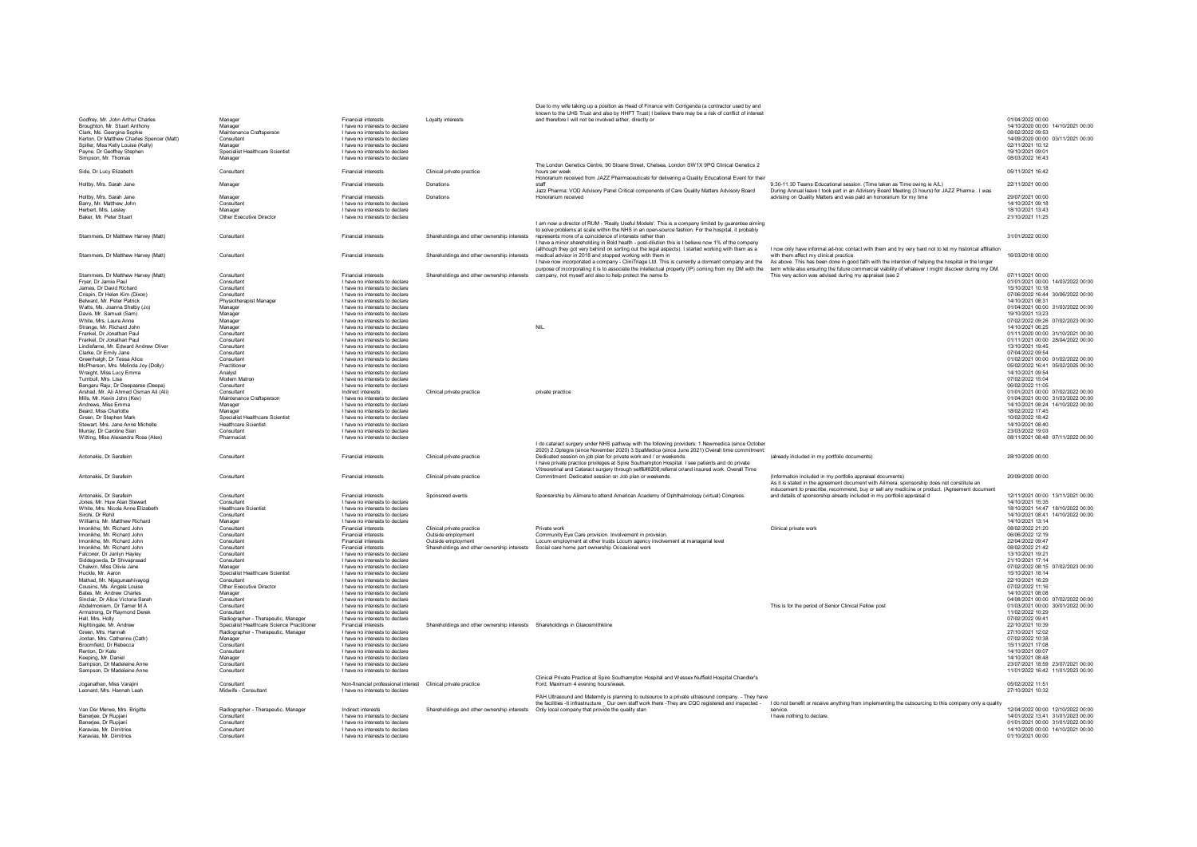| | | | | | | | |
|---|---|---|---|---|---|---|---|
| Godfrey, Mr. John Arthur Charles | Manager | Financial interests | Loyalty interests | Due to my wife taking up a position as Head of Finance with Corrigenda (a contractor used by and known to the UHS Trust and also by HHFT Trust) I believe there may be a risk of conflict of interest and therefore I will not be involved either, directly or | | 01/04/2022 00:00 | |
| Broughton, Mr. Stuart Anthony | Manager | I have no interests to declare | | | | 14/10/2020 00:00 | 14/10/2021 00:00 |
| Clark, Ms. Georgina Sophie | Maintenance Craftsperson | I have no interests to declare | | | | 08/02/2022 09:53 | |
| Kerton, Dr Matthew Charles Spencer (Matt) | Consultant | I have no interests to declare | | | | 14/09/2020 00:00 | 03/11/2021 00:00 |
| Spiller, Miss Kelly Louise (Kelly) | Manager | I have no interests to declare | | | | 02/11/2021 10:12 | |
| Payne, Dr Geoffrey Stephen | Specialist Healthcare Scientist | I have no interests to declare | | | | 19/10/2021 09:01 | |
| Simpson, Mr. Thomas | Manager | I have no interests to declare | | | | 08/03/2022 16:43 | |
| Side, Dr Lucy Elizabeth | Consultant | Financial interests | Clinical private practice | The London Genetics Centre, 90 Sloane Street, Chelsea, London SW1X 9PQ Clinical Genetics 2 hours per week | | 05/11/2021 16:42 | |
| Holtby, Mrs. Sarah Jane | Manager | Financial interests | Donations | Honorarium received from JAZZ Pharmaceuticals for delivering a Quality Educational Event for their staff | 9.30-11.30 Teams Educational session. (Time taken as Time owing ie A/L) | 22/11/2021 00:00 | |
| Holtby, Mrs. Sarah Jane | Manager | Financial interests | Donations | Jazz Pharma: VOD Advisory Panel Critical components of Care Quality Matters Advisory Board Honorarium received | During Annual leave I took part in an Advisory Board Meeting (3 hours) for JAZZ Pharma . I was advising on Quality Matters and was paid an honorarium for my time | 29/07/2021 00:00 | |
| Barry, Mr. Matthew John | Consultant | I have no interests to declare | | | | 14/10/2021 09:18 | |
| Herbert, Mrs. Lesley | Manager | I have no interests to declare | | | | 18/10/2021 13:43 | |
| Baker, Mr. Peter Stuart | Other Executive Director | I have no interests to declare | | | | 21/10/2021 11:25 | |
| Stammers, Dr Matthew Harvey (Matt) | Consultant | Financial interests | Shareholdings and other ownership interests | I am now a director of RUM - 'Really Useful Models'. This is a company limited by guarantee aiming to solve problems at scale within the NHS in an open-source fashion. For the hospital, it probably represents more of a coincidence of interests rather than | | 31/01/2022 00:00 | |
| Stammers, Dr Matthew Harvey (Matt) | Consultant | Financial interests | Shareholdings and other ownership interests | I have a minor shareholding in Bold health - post-dilution this is I believe now 1% of the company (although they got very behind on sorting out the legal aspects). I started working with them as a medical advisor in 2018 and stopped working with them in | I now only have informal ad-hoc contact with them and try very hard not to let my historical affiliation with them affect my clinical practice. | 16/03/2018 00:00 | |
| Stammers, Dr Matthew Harvey (Matt) | Consultant | Financial interests | Shareholdings and other ownership interests | I have now incorporated a company - CliniTriage Ltd. This is currently a dormant company and the purpose of incorporating it is to associate the intellectual property (IP) coming from my DM with the company, not myself and also to help protect the name fo | As above. This has been done in good faith with the intention of helping the hospital in the longer term while also ensuring the future commercial viability of whatever I might discover during my DM. This very action was advised during my appraisal (see 2 | 07/11/2021 00:00 | |
| Fryer, Dr Jamie Paul | Consultant | I have no interests to declare | | | | 01/01/2021 00:00 | 14/03/2022 00:00 |
| James, Dr David Richard | Consultant | I have no interests to declare | | | | 15/10/2021 10:18 | |
| Crispin, Dr Helen Kim (Dixon) | Consultant | I have no interests to declare | | | | 07/06/2022 16:44 | 30/06/2022 00:00 |
| Belward, Mr. Peter Patrick | Physiotherapist Manager | I have no interests to declare | | | | 14/10/2021 08:31 | |
| Watts, Ms. Joanna Shelby (Jo) | Manager | I have no interests to declare | | | | 01/04/2021 00:00 | 31/03/2022 00:00 |
| Davis, Mr. Samuel (Sam) | Manager | I have no interests to declare | | | | 19/10/2021 13:23 | |
| White, Mrs. Laura Anne | Manager | I have no interests to declare | | | | 07/02/2022 09:26 | 07/02/2023 00:00 |
| Strange, Mr. Richard John | Manager | I have no interests to declare | | NIL | | 14/10/2021 06:25 | |
| Frankel, Dr Jonathan Paul | Consultant | I have no interests to declare | | | | 01/11/2020 00:00 | 31/10/2021 00:00 |
| Frankel, Dr Jonathan Paul | Consultant | I have no interests to declare | | | | 01/11/2021 00:00 | 28/04/2022 00:00 |
| Lindisfarne, Mr. Edward Andrew Oliver | Consultant | I have no interests to declare | | | | 13/10/2021 19:45 | |
| Clarke, Dr Emily Jane | Consultant | I have no interests to declare | | | | 07/04/2022 09:54 | |
| Greenhalgh, Dr Tessa Alice | Consultant | I have no interests to declare | | | | 01/02/2021 00:00 | 01/02/2022 00:00 |
| McPherson, Mrs. Melinda Joy (Dolly) | Practitioner | I have no interests to declare | | | | 05/02/2022 16:41 | 05/02/2025 00:00 |
| Wraight, Miss Lucy Emma | Analyst | I have no interests to declare | | | | 14/10/2021 09:54 | |
| Turnbull, Mrs. Lisa | Modern Matron | I have no interests to declare | | | | 07/02/2022 15:04 | |
| Bangaru Raju, Dr Deepasree (Deepa) | Consultant | I have no interests to declare | | | | 06/02/2022 11:05 | |
| Arshad, Mr. Ali Ahmed Osman Ali (Ali) | Consultant | Indirect interests | Clinical private practice | private practice | | 01/01/2021 00:00 | 07/02/2022 00:00 |
| Mills, Mr. Kevin John (Kev) | Maintenance Craftsperson | I have no interests to declare | | | | 01/04/2021 00:00 | 31/03/2022 00:00 |
| Andrews, Miss Emma | Manager | I have no interests to declare | | | | 14/10/2021 08:24 | 14/10/2022 00:00 |
| Beard, Miss Charlotte | Manager | I have no interests to declare | | | | 18/02/2022 17:45 | |
| Green, Dr Stephen Mark | Specialist Healthcare Scientist | I have no interests to declare | | | | 10/02/2022 18:42 | |
| Stewart, Mrs. Jane Anne Michelle | Healthcare Scientist | I have no interests to declare | | | | 14/10/2021 08:40 | |
| Murray, Dr Caroline Sian | Consultant | I have no interests to declare | | | | 23/03/2022 19:03 | |
| Witting, Miss Alexandra Rose (Alex) | Pharmacist | I have no interests to declare | | | | 08/11/2021 08:48 | 07/11/2022 00:00 |
| Antonakis, Dr Serafeim | Consultant | Financial interests | Clinical private practice | I do cataract surgery under NHS pathway with the following providers: 1.Newmedica (since October 2020) 2.Optegra (since November 2020) 3.SpaMedica (since June 2021) Overall time commitment: Dedicated session on job plan for private work and / or weekends. | (already included in my portfolio documents) | 28/10/2020 00:00 | |
| Antonakis, Dr Serafeim | Consultant | Financial interests | Clinical private practice | I have private practice privileges at Spire Southampton Hospital. I see patients and do private Vitreoretinal and Cataract surgery through self&#8208;referral or/and insured work. Overall Time Commitment: Dedicated session on Job plan or weekends. | (Information included in my portfolio appraisal documents) | 20/09/2020 00:00 | |
| Antonakis, Dr Serafeim | Consultant | Financial interests | Sponsored events | Sponsorship by Alimera to attend American Academy of Ophthalmology (virtual) Congress. | As it is stated in the agreement document with Alimera, sponsorship does not constitute an inducement to prescribe, recommend, buy or sell any medicine or product. (Agreement document and details of sponsorship already included in my portfolio appraisal d | 12/11/2021 00:00 | 13/11/2021 00:00 |
| Jones, Mr. Huw Alan Stewart | Consultant | I have no interests to declare | | | | 14/10/2021 15:35 | |
| White, Mrs. Nicola Anne Elizabeth | Healthcare Scientist | I have no interests to declare | | | | 18/10/2021 14:47 | 18/10/2022 00:00 |
| Sirohi, Dr Rohit | Consultant | I have no interests to declare | | | | 14/10/2021 08:41 | 14/10/2022 00:00 |
| Williams, Mr. Matthew Richard | Manager | I have no interests to declare | | | | 14/10/2021 13:14 | |
| Imonikhe, Mr. Richard John | Consultant | Financial interests | Clinical private practice | Private work | Clinical private work | 08/02/2022 21:20 | |
| Imonikhe, Mr. Richard John | Consultant | Financial interests | Outside employment | Community Eye Care provision. Involvement in provision. | | 06/06/2022 12:19 | |
| Imonikhe, Mr. Richard John | Consultant | Financial interests | Outside employment | Locum employment at other trusts Locum agency involvement at managerial level | | 22/04/2022 09:47 | |
| Imonikhe, Mr. Richard John | Consultant | Financial interests | Shareholdings and other ownership interests | Social care home part ownership Occasional work | | 08/02/2022 21:42 | |
| Falconer, Dr Janlyn Hayley | Consultant | I have no interests to declare | | | | 13/10/2021 19:21 | |
| Siddegowda, Dr Shivaprasad | Consultant | I have no interests to declare | | | | 21/10/2021 17:14 | |
| Chalwin, Miss Olivia Jane | Manager | I have no interests to declare | | | | 07/02/2022 08:15 | 07/02/2023 00:00 |
| Huckle, Mr. Aaron | Specialist Healthcare Scientist | I have no interests to declare | | | | 15/10/2021 18:14 | |
| Mathad, Mr. Nijagunashivayogi | Consultant | I have no interests to declare | | | | 22/10/2021 16:29 | |
| Cousins, Ms. Angela Louise | Other Executive Director | I have no interests to declare | | | | 07/02/2022 11:16 | |
| Bates, Mr. Andrew Charles | Manager | I have no interests to declare | | | | 14/10/2021 08:08 | |
| Sinclair, Dr Alice Victoria Sarah | Consultant | I have no interests to declare | | | | 04/08/2021 00:00 | 07/02/2022 00:00 |
| Abdelmoniem, Dr Tamer M A | Consultant | I have no interests to declare | | | This is for the period of Senior Clinical Fellow post | 01/03/2021 00:00 | 30/01/2022 00:00 |
| Armstrong, Dr Raymond Derek | Consultant | I have no interests to declare | | | | 11/02/2022 10:29 | |
| Hall, Mrs. Holly | Radiographer - Therapeutic, Manager | I have no interests to declare | | | | 07/02/2022 09:41 | |
| Nightingale, Mr. Andrew | Specialist Healthcare Science Practitioner | Financial interests | Shareholdings and other ownership interests | Shareholdings in Glaxosmithkline | | 22/10/2021 10:39 | |
| Green, Mrs. Hannah | Radiographer - Therapeutic, Manager | I have no interests to declare | | | | 27/10/2021 12:02 | |
| Jordan, Mrs. Catherine (Cath) | Manager | I have no interests to declare | | | | 07/02/2022 10:38 | |
| Broomfield, Dr Rebecca | Consultant | I have no interests to declare | | | | 15/11/2021 17:08 | |
| Renton, Dr Kate | Consultant | I have no interests to declare | | | | 14/10/2021 09:07 | |
| Keeping, Mr. Daniel | Manager | I have no interests to declare | | | | 14/10/2021 08:48 | |
| Sampson, Dr Madeleine Anne | Consultant | I have no interests to declare | | | | 23/07/2021 18:59 | 23/07/2021 00:00 |
| Sampson, Dr Madeleine Anne | Consultant | I have no interests to declare | | | | 11/01/2022 16:42 | 11/01/2023 00:00 |
| Joganathan, Miss Varajini | Consultant | Non-financial professional interest | Clinical private practice | Clinical Private Practice at Spire Southampton Hospital and Wessex Nuffield Hospital Chandler's Ford. Maximum 4 evening hours/week. | | 05/02/2022 11:51 | |
| Leonard, Mrs. Hannah Leah | Midwife - Consultant | I have no interests to declare | | | | 27/10/2021 10:32 | |
| Van Der Merwe, Mrs. Brigitte | Radiographer - Therapeutic, Manager | Indirect interests | Shareholdings and other ownership interests | PAH Ultrasound and Maternity is planning to outsource to a private ultrasound company. - They have the facilities -It infrastructure Our own staff work there -They are CQC registered and inspected - Only local company that provide the quality stan | I do not benefit or receive anything from implementing the outsourcing to this company only a quality service. | 12/04/2022 00:00 | 12/10/2022 00:00 |
| Banerjee, Dr Rupjani | Consultant | I have no interests to declare | | | I have nothing to declare. | 14/01/2022 13:41 | 31/01/2023 00:00 |
| Banerjee, Dr Rupjani | Consultant | I have no interests to declare | | | | 01/01/2021 00:00 | 31/01/2022 00:00 |
| Karavias, Mr. Dimitrios | Consultant | I have no interests to declare | | | | 14/10/2020 00:00 | 14/10/2021 00:00 |
| Karavias, Mr. Dimitrios | Consultant | I have no interests to declare | | | | 01/10/2021 00:00 | |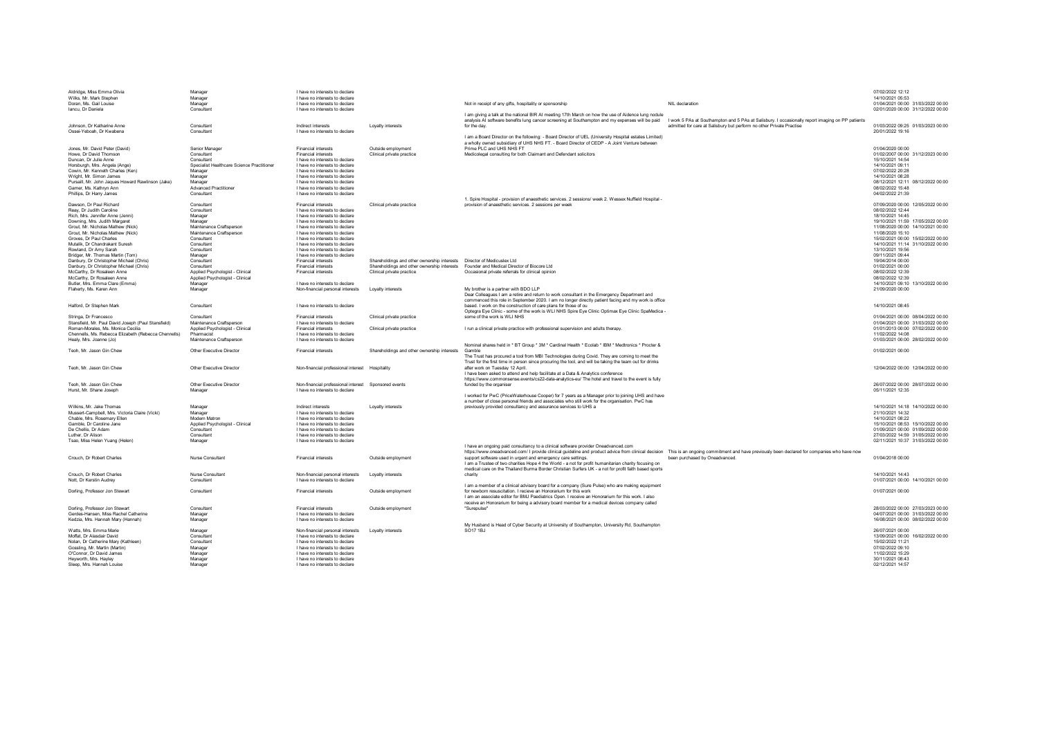| | | | | | | | |
|---|---|---|---|---|---|---|---|
| Aldridge, Miss Emma Olivia | Manager | I have no interests to declare | | | | 07/02/2022 12:12 | |
| Wilks, Mr. Mark Stephen | Manager | I have no interests to declare | | | | 14/10/2021 05:53 | |
| Doran, Ms. Gail Louise | Manager | I have no interests to declare | | Not in receipt of any gifts, hospitality or sponsorship | NIL declaration | 01/04/2021 00:00 | 31/03/2022 00:00 |
| Iancu, Dr Daniela | Consultant | I have no interests to declare | | | | 02/01/2020 00:00 | 31/12/2022 00:00 |
| Johnson, Dr Katharine Anne | Consultant | Indirect interests | Loyalty interests | I am giving a talk at the national BIR AI meeting 17th March on how the use of Aidence lung nodule analysis AI software benefits lung cancer screening at Southampton and my expenses will be paid for the day. | I work 5 PAs at Southampton and 5 PAs at Salisbury. I occasionally report imaging on PP patients admitted for care at Salisbury but perform no other Private Practise | 01/03/2022 09:25 | 01/03/2023 00:00 |
| Ossei-Yeboah, Dr Kwabena | Consultant | I have no interests to declare | | | | 20/01/2022 19:16 | |
| Jones, Mr. David Peter (David) | Senior Manager | Financial interests | Outside employment | I am a Board Director on the following: - Board Director of UEL (University Hospital estates Limited) a wholly owned subsidiary of UHS NHS FT. - Board Director of CEDP - A Joint Venture between Prime PLC and UHS NHS FT | | 01/04/2020 00:00 | |
| Howe, Dr David Thomson | Consultant | Financial interests | Clinical private practice | Medicolegal consulting for both Claimant and Defendant solicitors | | 01/02/2007 00:00 | 31/12/2023 00:00 |
| Duncan, Dr Julie Anne | Consultant | I have no interests to declare | | | | 15/10/2021 14:54 | |
| Horsburgh, Mrs. Angela (Ange) | Specialist Healthcare Science Practitioner | I have no interests to declare | | | | 14/10/2021 09:11 | |
| Cowin, Mr. Kenneth Charles (Ken) | Manager | I have no interests to declare | | | | 07/02/2022 20:28 | |
| Wright, Mr. Simon James | Manager | I have no interests to declare | | | | 14/10/2021 08:28 | |
| Pursall, Mr. John Jaques Howard Rawlinson (Jake) | Manager | I have no interests to declare | | | | 08/12/2021 12:11 | 08/12/2022 00:00 |
| Garner, Ms. Kathryn Ann | Advanced Practitioner | I have no interests to declare | | | | 08/02/2022 15:48 | |
| Phillips, Dr Harry James | Consultant | I have no interests to declare | | | | 04/02/2022 21:39 | |
| Dawson, Dr Paul Richard | Consultant | Financial interests | Clinical private practice | 1. Spire Hospital - provision of anaesthetic services. 2 sessions/ week 2. Wessex Nuffield Hospital - provision of anaesthetic services. 2 sessions per week | | 07/09/2020 00:00 | 12/05/2022 00:00 |
| Reay, Dr Judith Caroline | Consultant | I have no interests to declare | | | | 08/02/2022 12:44 | |
| Rich, Mrs. Jennifer Anne (Jenni) | Manager | I have no interests to declare | | | | 18/10/2021 14:45 | |
| Downing, Mrs. Judith Margaret | Manager | I have no interests to declare | | | | 19/10/2021 11:59 | 17/05/2022 00:00 |
| Grout, Mr. Nicholas Mathew (Nick) | Maintenance Craftsperson | I have no interests to declare | | | | 11/08/2020 00:00 | 14/10/2021 00:00 |
| Grout, Mr. Nicholas Mathew (Nick) | Maintenance Craftsperson | I have no interests to declare | | | | 11/08/2020 15:10 | |
| Groves, Dr Paul Charles | Consultant | I have no interests to declare | | | | 15/02/2021 00:00 | 15/02/2022 00:00 |
| Mutalik, Dr Chandrakant Suresh | Consultant | I have no interests to declare | | | | 14/10/2021 11:14 | 31/10/2022 00:00 |
| Rowland, Dr Amy Sarah | Consultant | I have no interests to declare | | | | 13/10/2021 19:56 | |
| Bridger, Mr. Thomas Martin (Tom) | Manager | I have no interests to declare | | | | 09/11/2021 09:44 | |
| Danbury, Dr Christopher Michael (Chris) | Consultant | Financial interests | Shareholdings and other ownership interests | Director of Medicuslex Ltd | | 19/04/2014 00:00 | |
| Danbury, Dr Christopher Michael (Chris) | Consultant | Financial interests | Shareholdings and other ownership interests | Founder and Medical Director of Biocore Ltd | | 01/02/2021 00:00 | |
| McCarthy, Dr Rosaleen Anne | Applied Psychologist - Clinical | Financial interests | Clinical private practice | Occasional private referrals for clinical opinion | | 08/02/2022 12:39 | |
| McCarthy, Dr Rosaleen Anne | Applied Psychologist - Clinical | | | | | 08/02/2022 12:39 | |
| Butler, Mrs. Emma Clare (Emma) | Manager | I have no interests to declare | | | | 14/10/2021 09:10 | 13/10/2022 00:00 |
| Flaherty, Ms. Karen Ann | Manager | Non-financial personal interests | Loyalty interests | My brother is a partner with BDO LLP | | 21/09/2020 00:00 | |
| Halford, Dr Stephen Mark | Consultant | I have no interests to declare | | Dear Colleagues I am a retire and return to work consultant in the Emergency Department and commenced this role in September 2020. I am no longer directly patient facing and my work is office based. I work on the construction of care plans for those of ou | | 14/10/2021 08:45 | |
| Stringa, Dr Francesco | Consultant | Financial interests | Clinical private practice | Optegra Eye Clinic - some of the work is WLI NHS Spire Eye Clinic Optimax Eye Clinic SpaMedica - some of the work is WLI NHS | | 01/04/2021 00:00 | 08/04/2022 00:00 |
| Stansfield, Mr. Paul David Joseph (Paul Stansfield) | Maintenance Craftsperson | I have no interests to declare | | | | 01/04/2021 00:00 | 31/03/2022 00:00 |
| Roman-Morales, Ms. Monica Cecilia | Applied Psychologist - Clinical | Financial interests | Clinical private practice | I run a clinical private practice with professional supervision and adults therapy. | | 01/01/2013 00:00 | 07/02/2022 00:00 |
| Chennells, Ms. Rebecca Elizabeth (Rebecca Chennells) | Pharmacist | I have no interests to declare | | | | 11/02/2022 14:08 | |
| Healy, Mrs. Joanne (Jo) | Maintenance Craftsperson | I have no interests to declare | | | | 01/03/2021 00:00 | 28/02/2022 00:00 |
| Teoh, Mr. Jason Gin Chew | Other Executive Director | Financial interests | Shareholdings and other ownership interests | Nominal shares held in * BT Group * 3M * Cardinal Health * Ecolab * IBM * Medtronics * Procter & Gamble | | 01/02/2021 00:00 | |
| Teoh, Mr. Jason Gin Chew | Other Executive Director | Non-financial professional interest | Hospitality | The Trust has procured a tool from MBI Technologies during Covid. They are coming to meet the Trust for the first time in person since procuring the tool, and will be taking the team out for drinks after work on Tuesday 12 April. | | 12/04/2022 00:00 | 12/04/2022 00:00 |
| Teoh, Mr. Jason Gin Chew | Other Executive Director | Non-financial professional interest | Sponsored events | I have been asked to attend and help facilitate at a Data & Analytics conference https://www.commonsense.events/cs22-data-analytics-eu/ The hotel and travel to the event is fully funded by the organiser | | 26/07/2022 00:00 | 28/07/2022 00:00 |
| Hurst, Mr. Shane Joseph | Manager | I have no interests to declare | | | | 05/11/2021 12:35 | |
| Wilkins, Mr. Jake Thomas | Manager | Indirect interests | Loyalty interests | I worked for PwC (PriceWaterhouse Cooper) for 7 years as a Manager prior to joining UHS and have a number of close personal friends and associates who still work for the organisation. PwC has previously provided consultancy and assurance services to UHS a | | 14/10/2021 14:18 | 14/10/2022 00:00 |
| Mussert-Campbell, Mrs. Victoria Claire (Vicki) | Manager | I have no interests to declare | | | | 21/10/2021 14:32 | |
| Chable, Mrs. Rosemary Ellen | Modern Matron | I have no interests to declare | | | | 14/10/2021 08:22 | |
| Gamble, Dr Caroline Jane | Applied Psychologist - Clinical | I have no interests to declare | | | | 15/10/2021 08:53 | 15/10/2022 00:00 |
| De Chellis, Dr Adam | Consultant | I have no interests to declare | | | | 01/09/2021 00:00 | 01/09/2022 00:00 |
| Luther, Dr Alison | Consultant | I have no interests to declare | | | | 27/03/2022 14:59 | 31/05/2022 00:00 |
| Tsao, Miss Helen Yuang (Helen) | Manager | I have no interests to declare | | | | 02/11/2021 10:37 | 31/03/2022 00:00 |
| Crouch, Dr Robert Charles | Nurse Consultant | Financial interests | Outside employment | I have an ongoing paid consultancy to a clinical software provider Oneadvanced.com https://www.oneadvanced.com/ I provide clinical guideline and product advice from clinical decision support software used in urgent and emergency care settings. | This is an ongoing commitment and have previously been declared for companies who have now been purchased by Oneadvanced. | 01/04/2018 00:00 | |
| Crouch, Dr Robert Charles | Nurse Consultant | Non-financial personal interests | Loyalty interests | I am a Trustee of two charities Hope 4 the World - a not for profit humanitarian charity focusing on medical care on the Thailand Burma Border Christian Surfers UK - a not for profit faith based sports charity | | 14/10/2021 14:43 | |
| Nott, Dr Kerstin Audrey | Consultant | I have no interests to declare | | | | 01/07/2021 00:00 | 14/10/2021 00:00 |
| Dorling, Professor Jon Stewart | Consultant | Financial interests | Outside employment | I am a member of a clinical advisory board for a company (Sure Pulse) who are making equipment for newborn resuscitation. I recieve an Honorarium for this work | | 01/07/2021 00:00 | |
| Dorling, Professor Jon Stewart | Consultant | Financial interests | Outside employment | I am an associate editor for BMJ Paediatrics Open. I receive an Honorarium for this work. I also receive an Honorarium for being a advisory board member for a medical devices company called "Surepulse" | | 28/03/2022 00:00 | 27/03/2023 00:00 |
| Gerdes-Hansen, Miss Rachel Catherine | Manager | I have no interests to declare | | | | 04/07/2021 00:00 | 31/03/2022 00:00 |
| Kedzia, Mrs. Hannah Mary (Hannah) | Manager | I have no interests to declare | | | | 16/08/2021 00:00 | 08/02/2022 00:00 |
| Watts, Mrs. Emma Marie | Manager | Non-financial personal interests | Loyalty interests | My Husband is Head of Cyber Security at University of Southampton, University Rd, Southampton SO17 1BJ | | 26/07/2021 00:00 | |
| Moffat, Dr Alasdair David | Consultant | I have no interests to declare | | | | 13/09/2021 00:00 | 16/02/2022 00:00 |
| Nolan, Dr Catherine Mary (Kathleen) | Consultant | I have no interests to declare | | | | 15/02/2022 11:21 | |
| Gossling, Mr. Martin (Martin) | Manager | I have no interests to declare | | | | 07/02/2022 09:10 | |
| O'Connor, Dr David James | Manager | I have no interests to declare | | | | 11/02/2022 15:29 | |
| Heyworth, Mrs. Hayley | Manager | I have no interests to declare | | | | 30/11/2021 08:43 | |
| Sleep, Mrs. Hannah Louise | Manager | I have no interests to declare | | | | 02/12/2021 14:57 | |